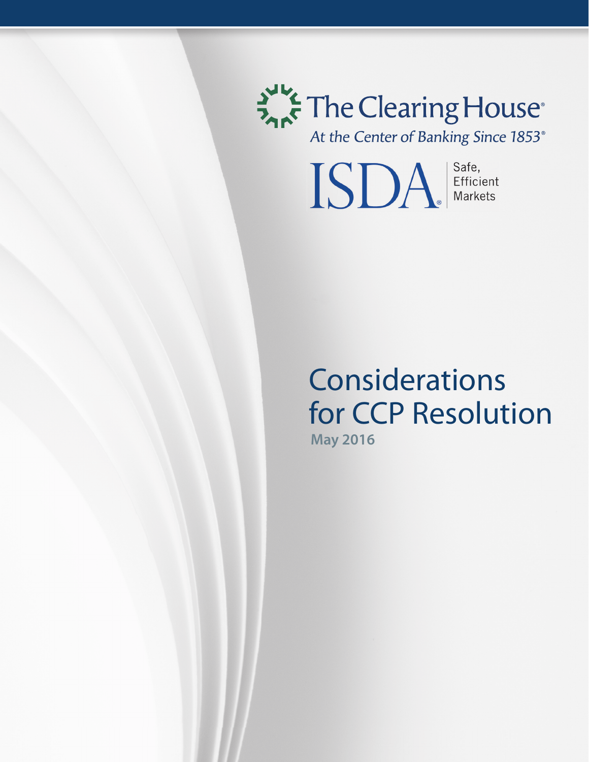The Clearing House®

*At the Center of Banking Since 1853®*

ISDA® Safe, Efficient Markets

# Considerations for CCP Resolution

**May 2016**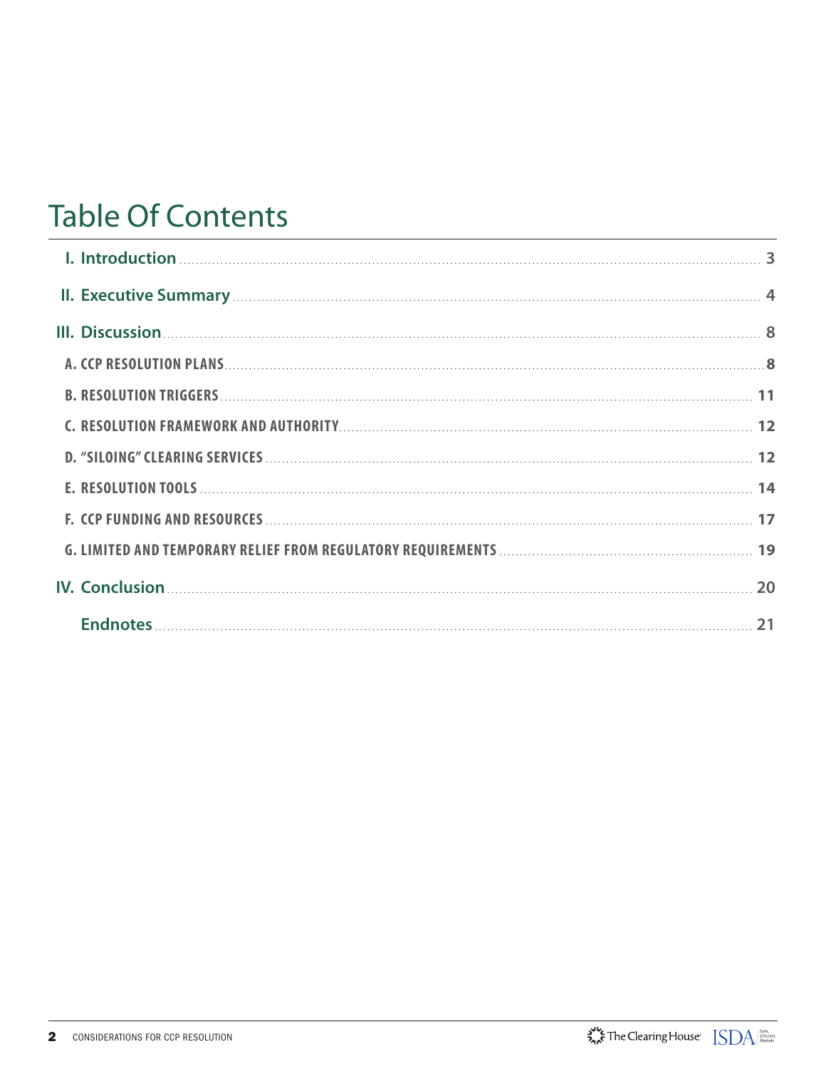# Table Of Contents

- **I. Introduction** ........ 3
- **II. Executive Summary** ........ 4
- **III. Discussion** ........ 8
  - A. CCP RESOLUTION PLANS ........ 8
  - B. RESOLUTION TRIGGERS ........ 11
  - C. RESOLUTION FRAMEWORK AND AUTHORITY ........ 12
  - D. "SILOING" CLEARING SERVICES ........ 12
  - E. RESOLUTION TOOLS ........ 14
  - F. CCP FUNDING AND RESOURCES ........ 17
  - G. LIMITED AND TEMPORARY RELIEF FROM REGULATORY REQUIREMENTS ........ 19
- **IV. Conclusion** ........ 20
- **Endnotes** ........ 21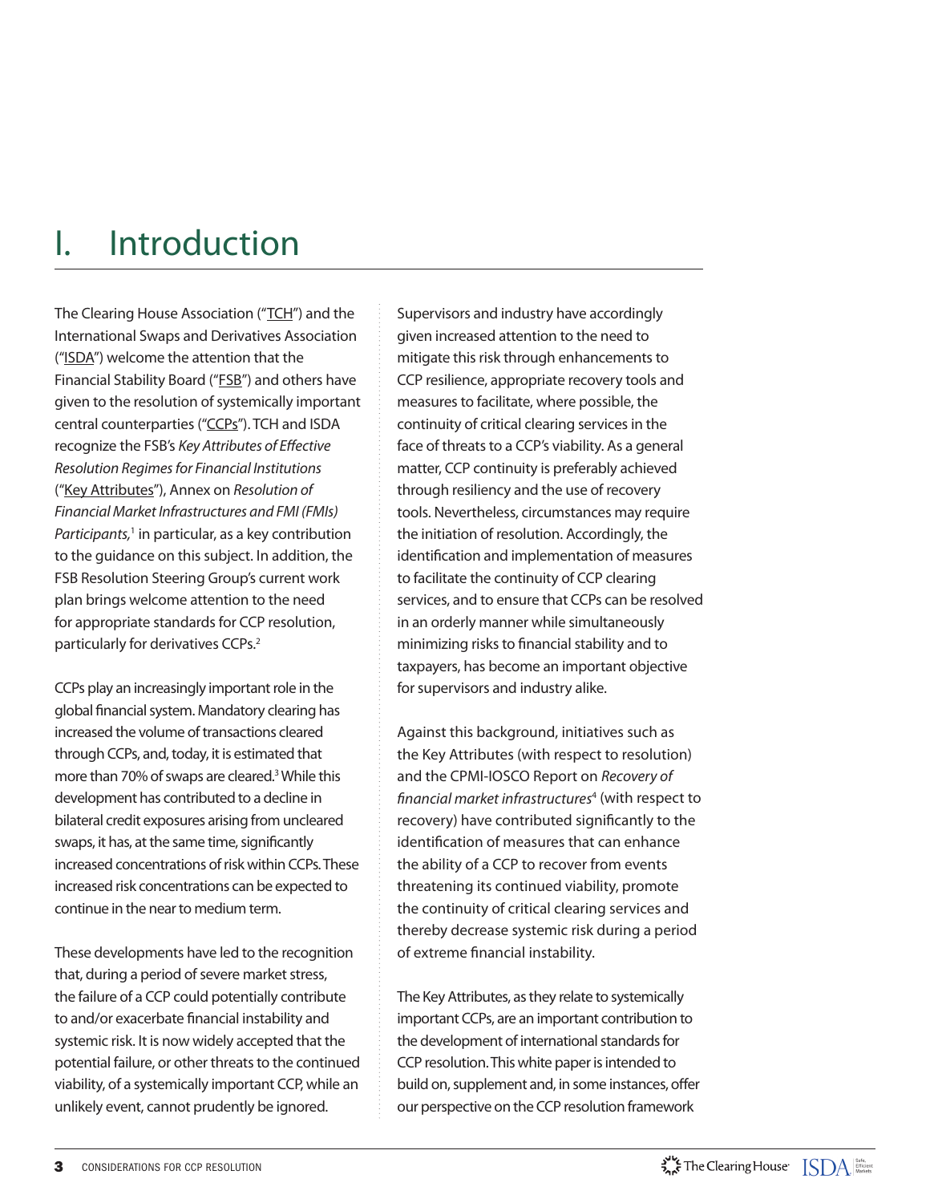# I. Introduction

The Clearing House Association ("TCH") and the International Swaps and Derivatives Association ("ISDA") welcome the attention that the Financial Stability Board ("FSB") and others have given to the resolution of systemically important central counterparties ("CCPs"). TCH and ISDA recognize the FSB's *Key Attributes of Effective Resolution Regimes for Financial Institutions* ("Key Attributes"), Annex on *Resolution of Financial Market Infrastructures and FMI (FMIs) Participants,*[1] in particular, as a key contribution to the guidance on this subject. In addition, the FSB Resolution Steering Group's current work plan brings welcome attention to the need for appropriate standards for CCP resolution, particularly for derivatives CCPs.[2]

CCPs play an increasingly important role in the global financial system. Mandatory clearing has increased the volume of transactions cleared through CCPs, and, today, it is estimated that more than 70% of swaps are cleared.[3] While this development has contributed to a decline in bilateral credit exposures arising from uncleared swaps, it has, at the same time, significantly increased concentrations of risk within CCPs. These increased risk concentrations can be expected to continue in the near to medium term.

These developments have led to the recognition that, during a period of severe market stress, the failure of a CCP could potentially contribute to and/or exacerbate financial instability and systemic risk. It is now widely accepted that the potential failure, or other threats to the continued viability, of a systemically important CCP, while an unlikely event, cannot prudently be ignored.

Supervisors and industry have accordingly given increased attention to the need to mitigate this risk through enhancements to CCP resilience, appropriate recovery tools and measures to facilitate, where possible, the continuity of critical clearing services in the face of threats to a CCP's viability. As a general matter, CCP continuity is preferably achieved through resiliency and the use of recovery tools. Nevertheless, circumstances may require the initiation of resolution. Accordingly, the identification and implementation of measures to facilitate the continuity of CCP clearing services, and to ensure that CCPs can be resolved in an orderly manner while simultaneously minimizing risks to financial stability and to taxpayers, has become an important objective for supervisors and industry alike.

Against this background, initiatives such as the Key Attributes (with respect to resolution) and the CPMI-IOSCO Report on *Recovery of financial market infrastructures*[4] (with respect to recovery) have contributed significantly to the identification of measures that can enhance the ability of a CCP to recover from events threatening its continued viability, promote the continuity of critical clearing services and thereby decrease systemic risk during a period of extreme financial instability.

The Key Attributes, as they relate to systemically important CCPs, are an important contribution to the development of international standards for CCP resolution. This white paper is intended to build on, supplement and, in some instances, offer our perspective on the CCP resolution framework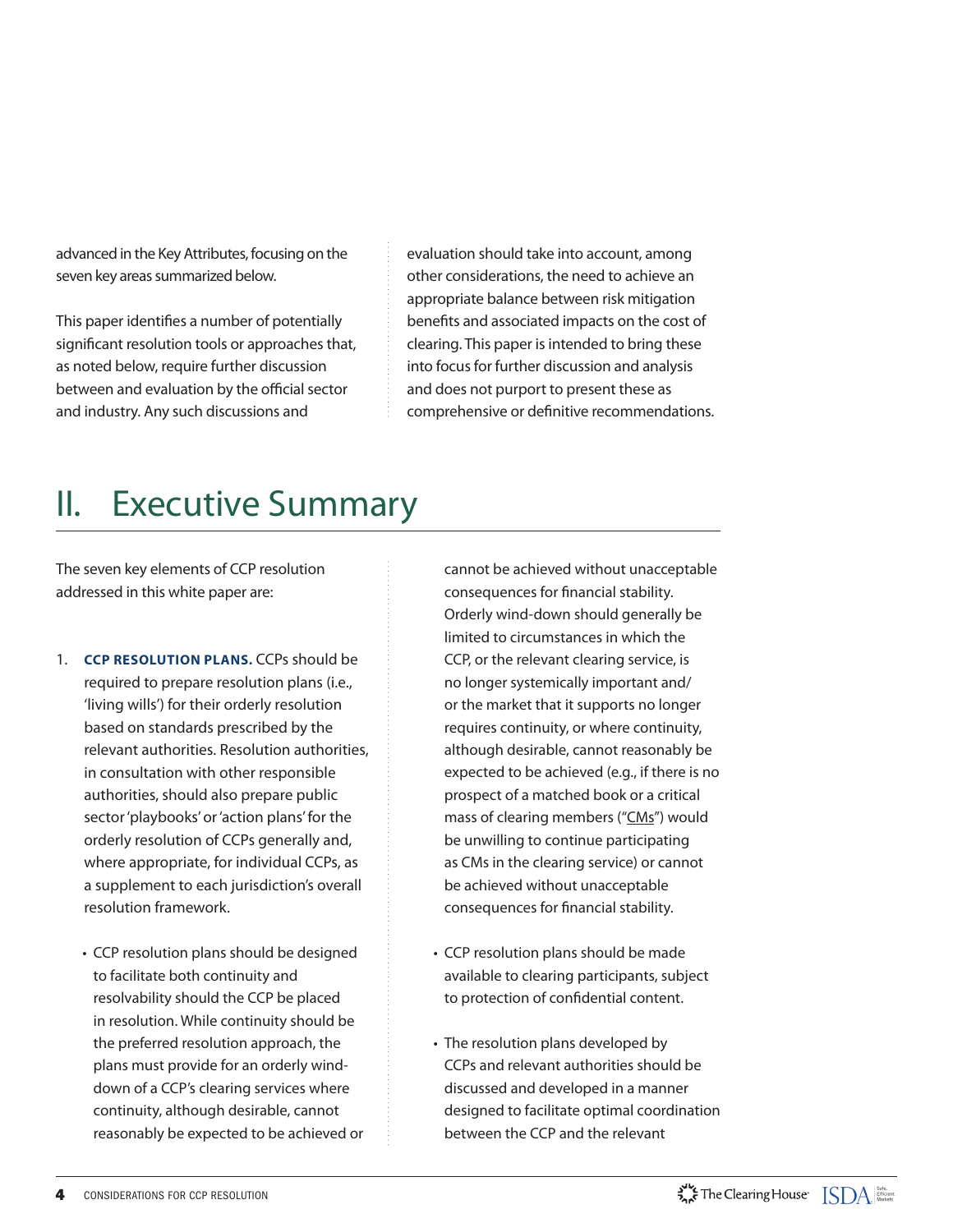advanced in the Key Attributes, focusing on the seven key areas summarized below.

This paper identifies a number of potentially significant resolution tools or approaches that, as noted below, require further discussion between and evaluation by the official sector and industry. Any such discussions and evaluation should take into account, among other considerations, the need to achieve an appropriate balance between risk mitigation benefits and associated impacts on the cost of clearing. This paper is intended to bring these into focus for further discussion and analysis and does not purport to present these as comprehensive or definitive recommendations.

# II. Executive Summary

The seven key elements of CCP resolution addressed in this white paper are:

1. **CCP RESOLUTION PLANS.** CCPs should be required to prepare resolution plans (i.e., 'living wills') for their orderly resolution based on standards prescribed by the relevant authorities. Resolution authorities, in consultation with other responsible authorities, should also prepare public sector 'playbooks' or 'action plans' for the orderly resolution of CCPs generally and, where appropriate, for individual CCPs, as a supplement to each jurisdiction's overall resolution framework.

    - CCP resolution plans should be designed to facilitate both continuity and resolvability should the CCP be placed in resolution. While continuity should be the preferred resolution approach, the plans must provide for an orderly wind-down of a CCP's clearing services where continuity, although desirable, cannot reasonably be expected to be achieved or cannot be achieved without unacceptable consequences for financial stability. Orderly wind-down should generally be limited to circumstances in which the CCP, or the relevant clearing service, is no longer systemically important and/or the market that it supports no longer requires continuity, or where continuity, although desirable, cannot reasonably be expected to be achieved (e.g., if there is no prospect of a matched book or a critical mass of clearing members ("CMs") would be unwilling to continue participating as CMs in the clearing service) or cannot be achieved without unacceptable consequences for financial stability.

    - CCP resolution plans should be made available to clearing participants, subject to protection of confidential content.

    - The resolution plans developed by CCPs and relevant authorities should be discussed and developed in a manner designed to facilitate optimal coordination between the CCP and the relevant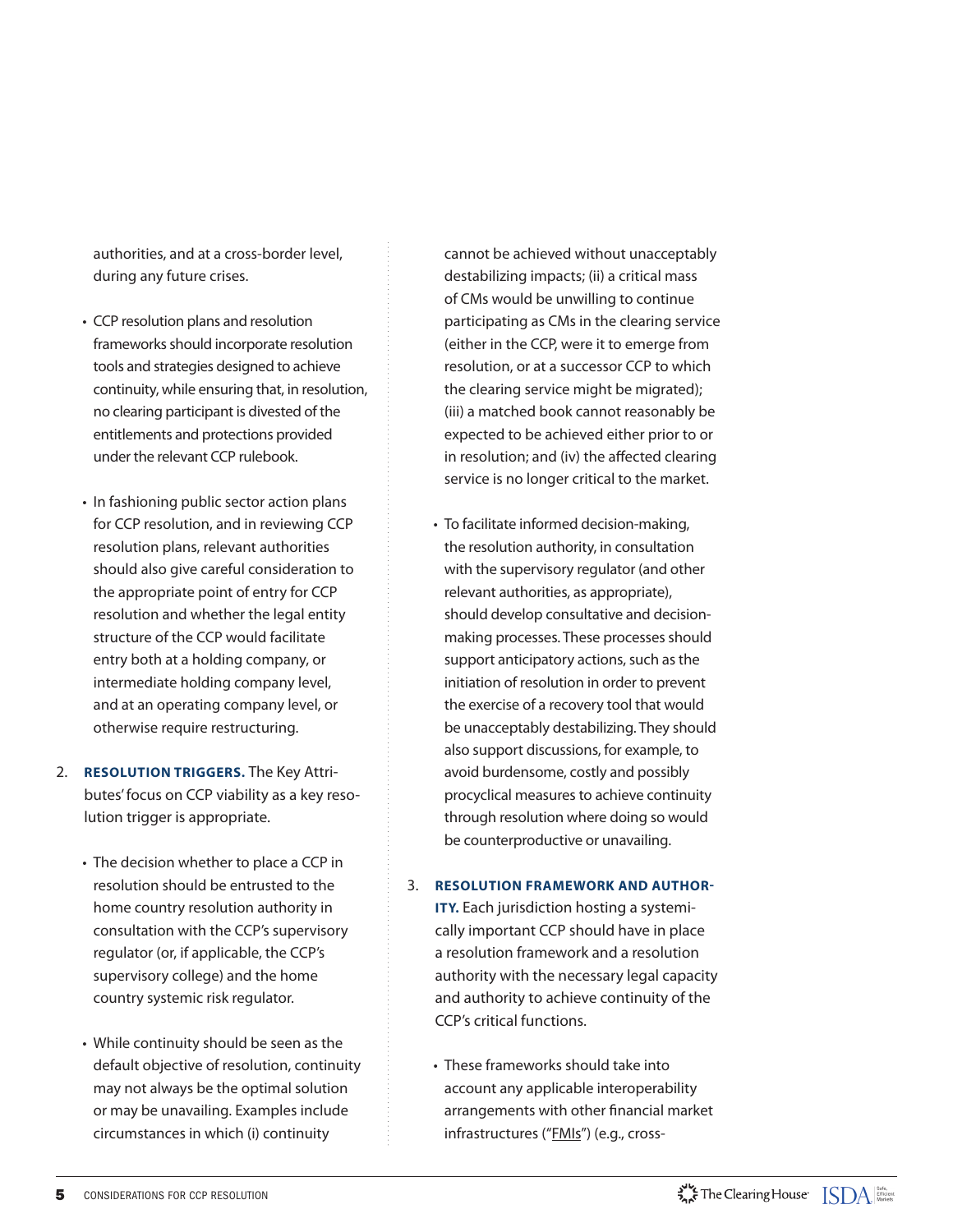authorities, and at a cross-border level, during any future crises.

- CCP resolution plans and resolution frameworks should incorporate resolution tools and strategies designed to achieve continuity, while ensuring that, in resolution, no clearing participant is divested of the entitlements and protections provided under the relevant CCP rulebook.

- In fashioning public sector action plans for CCP resolution, and in reviewing CCP resolution plans, relevant authorities should also give careful consideration to the appropriate point of entry for CCP resolution and whether the legal entity structure of the CCP would facilitate entry both at a holding company, or intermediate holding company level, and at an operating company level, or otherwise require restructuring.

2. **RESOLUTION TRIGGERS.** The Key Attributes' focus on CCP viability as a key resolution trigger is appropriate.

   - The decision whether to place a CCP in resolution should be entrusted to the home country resolution authority in consultation with the CCP's supervisory regulator (or, if applicable, the CCP's supervisory college) and the home country systemic risk regulator.

   - While continuity should be seen as the default objective of resolution, continuity may not always be the optimal solution or may be unavailing. Examples include circumstances in which (i) continuity cannot be achieved without unacceptably destabilizing impacts; (ii) a critical mass of CMs would be unwilling to continue participating as CMs in the clearing service (either in the CCP, were it to emerge from resolution, or at a successor CCP to which the clearing service might be migrated); (iii) a matched book cannot reasonably be expected to be achieved either prior to or in resolution; and (iv) the affected clearing service is no longer critical to the market.

   - To facilitate informed decision-making, the resolution authority, in consultation with the supervisory regulator (and other relevant authorities, as appropriate), should develop consultative and decision-making processes. These processes should support anticipatory actions, such as the initiation of resolution in order to prevent the exercise of a recovery tool that would be unacceptably destabilizing. They should also support discussions, for example, to avoid burdensome, costly and possibly procyclical measures to achieve continuity through resolution where doing so would be counterproductive or unavailing.

3. **RESOLUTION FRAMEWORK AND AUTHORITY.** Each jurisdiction hosting a systemically important CCP should have in place a resolution framework and a resolution authority with the necessary legal capacity and authority to achieve continuity of the CCP's critical functions.

   - These frameworks should take into account any applicable interoperability arrangements with other financial market infrastructures ("FMIs") (e.g., cross-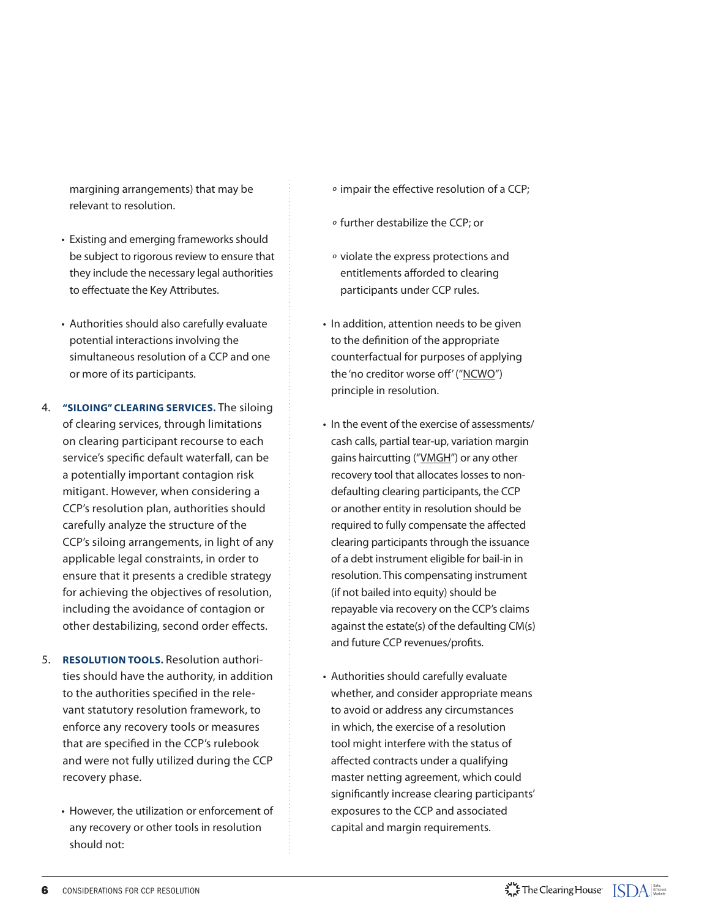margining arrangements) that may be relevant to resolution.

- Existing and emerging frameworks should be subject to rigorous review to ensure that they include the necessary legal authorities to effectuate the Key Attributes.
- Authorities should also carefully evaluate potential interactions involving the simultaneous resolution of a CCP and one or more of its participants.

4. **"SILOING" CLEARING SERVICES.** The siloing of clearing services, through limitations on clearing participant recourse to each service's specific default waterfall, can be a potentially important contagion risk mitigant. However, when considering a CCP's resolution plan, authorities should carefully analyze the structure of the CCP's siloing arrangements, in light of any applicable legal constraints, in order to ensure that it presents a credible strategy for achieving the objectives of resolution, including the avoidance of contagion or other destabilizing, second order effects.

5. **RESOLUTION TOOLS.** Resolution authorities should have the authority, in addition to the authorities specified in the relevant statutory resolution framework, to enforce any recovery tools or measures that are specified in the CCP's rulebook and were not fully utilized during the CCP recovery phase.

   - However, the utilization or enforcement of any recovery or other tools in resolution should not:
     - impair the effective resolution of a CCP;
     - further destabilize the CCP; or
     - violate the express protections and entitlements afforded to clearing participants under CCP rules.
   - In addition, attention needs to be given to the definition of the appropriate counterfactual for purposes of applying the 'no creditor worse off' ("NCWO") principle in resolution.
   - In the event of the exercise of assessments/cash calls, partial tear-up, variation margin gains haircutting ("VMGH") or any other recovery tool that allocates losses to non-defaulting clearing participants, the CCP or another entity in resolution should be required to fully compensate the affected clearing participants through the issuance of a debt instrument eligible for bail-in in resolution. This compensating instrument (if not bailed into equity) should be repayable via recovery on the CCP's claims against the estate(s) of the defaulting CM(s) and future CCP revenues/profits.
   - Authorities should carefully evaluate whether, and consider appropriate means to avoid or address any circumstances in which, the exercise of a resolution tool might interfere with the status of affected contracts under a qualifying master netting agreement, which could significantly increase clearing participants' exposures to the CCP and associated capital and margin requirements.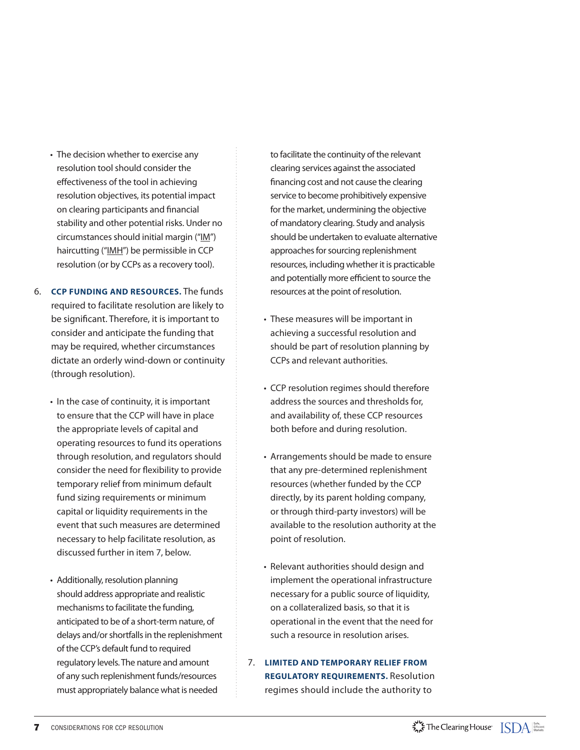- The decision whether to exercise any resolution tool should consider the effectiveness of the tool in achieving resolution objectives, its potential impact on clearing participants and financial stability and other potential risks. Under no circumstances should initial margin ("IM") haircutting ("IMH") be permissible in CCP resolution (or by CCPs as a recovery tool).

6. **CCP FUNDING AND RESOURCES.** The funds required to facilitate resolution are likely to be significant. Therefore, it is important to consider and anticipate the funding that may be required, whether circumstances dictate an orderly wind-down or continuity (through resolution).

   - In the case of continuity, it is important to ensure that the CCP will have in place the appropriate levels of capital and operating resources to fund its operations through resolution, and regulators should consider the need for flexibility to provide temporary relief from minimum default fund sizing requirements or minimum capital or liquidity requirements in the event that such measures are determined necessary to help facilitate resolution, as discussed further in item 7, below.

   - Additionally, resolution planning should address appropriate and realistic mechanisms to facilitate the funding, anticipated to be of a short-term nature, of delays and/or shortfalls in the replenishment of the CCP's default fund to required regulatory levels. The nature and amount of any such replenishment funds/resources must appropriately balance what is needed to facilitate the continuity of the relevant clearing services against the associated financing cost and not cause the clearing service to become prohibitively expensive for the market, undermining the objective of mandatory clearing. Study and analysis should be undertaken to evaluate alternative approaches for sourcing replenishment resources, including whether it is practicable and potentially more efficient to source the resources at the point of resolution.

   - These measures will be important in achieving a successful resolution and should be part of resolution planning by CCPs and relevant authorities.

   - CCP resolution regimes should therefore address the sources and thresholds for, and availability of, these CCP resources both before and during resolution.

   - Arrangements should be made to ensure that any pre-determined replenishment resources (whether funded by the CCP directly, by its parent holding company, or through third-party investors) will be available to the resolution authority at the point of resolution.

   - Relevant authorities should design and implement the operational infrastructure necessary for a public source of liquidity, on a collateralized basis, so that it is operational in the event that the need for such a resource in resolution arises.

7. **LIMITED AND TEMPORARY RELIEF FROM REGULATORY REQUIREMENTS.** Resolution regimes should include the authority to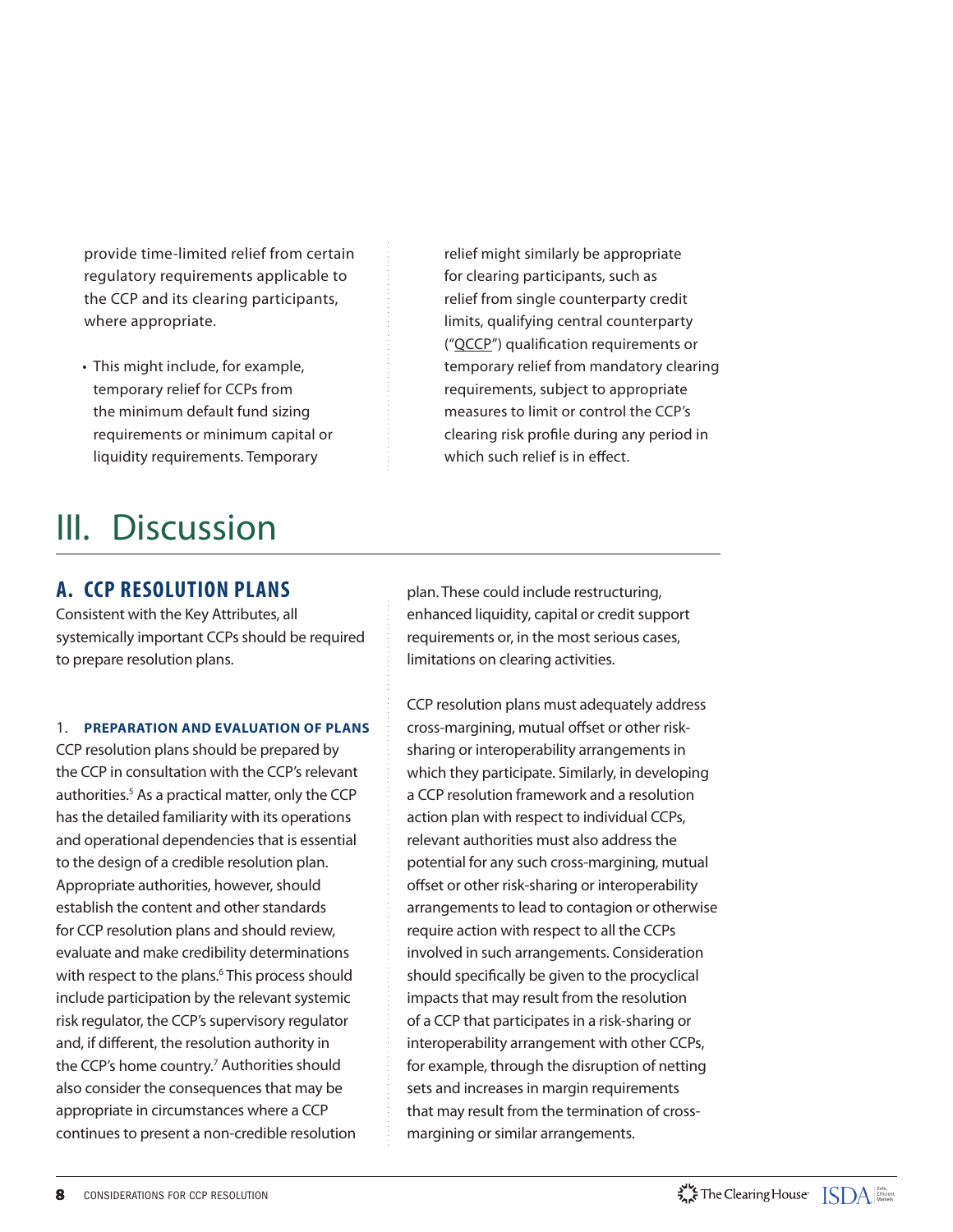provide time-limited relief from certain regulatory requirements applicable to the CCP and its clearing participants, where appropriate.

- This might include, for example, temporary relief for CCPs from the minimum default fund sizing requirements or minimum capital or liquidity requirements. Temporary relief might similarly be appropriate for clearing participants, such as relief from single counterparty credit limits, qualifying central counterparty ("QCCP") qualification requirements or temporary relief from mandatory clearing requirements, subject to appropriate measures to limit or control the CCP's clearing risk profile during any period in which such relief is in effect.

# III. Discussion

## A. CCP RESOLUTION PLANS

Consistent with the Key Attributes, all systemically important CCPs should be required to prepare resolution plans.

### 1. PREPARATION AND EVALUATION OF PLANS

CCP resolution plans should be prepared by the CCP in consultation with the CCP's relevant authorities.[5] As a practical matter, only the CCP has the detailed familiarity with its operations and operational dependencies that is essential to the design of a credible resolution plan. Appropriate authorities, however, should establish the content and other standards for CCP resolution plans and should review, evaluate and make credibility determinations with respect to the plans.[6] This process should include participation by the relevant systemic risk regulator, the CCP's supervisory regulator and, if different, the resolution authority in the CCP's home country.[7] Authorities should also consider the consequences that may be appropriate in circumstances where a CCP continues to present a non-credible resolution plan. These could include restructuring, enhanced liquidity, capital or credit support requirements or, in the most serious cases, limitations on clearing activities.

CCP resolution plans must adequately address cross-margining, mutual offset or other risk-sharing or interoperability arrangements in which they participate. Similarly, in developing a CCP resolution framework and a resolution action plan with respect to individual CCPs, relevant authorities must also address the potential for any such cross-margining, mutual offset or other risk-sharing or interoperability arrangements to lead to contagion or otherwise require action with respect to all the CCPs involved in such arrangements. Consideration should specifically be given to the procyclical impacts that may result from the resolution of a CCP that participates in a risk-sharing or interoperability arrangement with other CCPs, for example, through the disruption of netting sets and increases in margin requirements that may result from the termination of cross-margining or similar arrangements.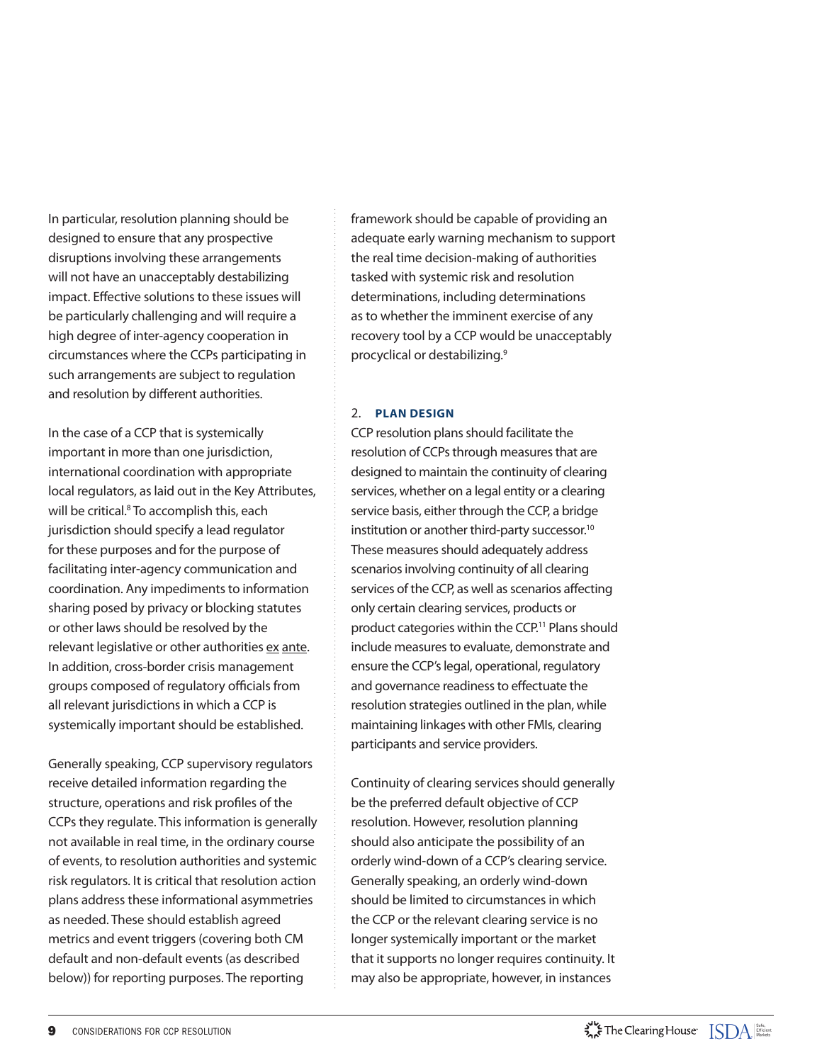In particular, resolution planning should be designed to ensure that any prospective disruptions involving these arrangements will not have an unacceptably destabilizing impact. Effective solutions to these issues will be particularly challenging and will require a high degree of inter-agency cooperation in circumstances where the CCPs participating in such arrangements are subject to regulation and resolution by different authorities.

In the case of a CCP that is systemically important in more than one jurisdiction, international coordination with appropriate local regulators, as laid out in the Key Attributes, will be critical.[8] To accomplish this, each jurisdiction should specify a lead regulator for these purposes and for the purpose of facilitating inter-agency communication and coordination. Any impediments to information sharing posed by privacy or blocking statutes or other laws should be resolved by the relevant legislative or other authorities ex ante. In addition, cross-border crisis management groups composed of regulatory officials from all relevant jurisdictions in which a CCP is systemically important should be established.

Generally speaking, CCP supervisory regulators receive detailed information regarding the structure, operations and risk profiles of the CCPs they regulate. This information is generally not available in real time, in the ordinary course of events, to resolution authorities and systemic risk regulators. It is critical that resolution action plans address these informational asymmetries as needed. These should establish agreed metrics and event triggers (covering both CM default and non-default events (as described below)) for reporting purposes. The reporting framework should be capable of providing an adequate early warning mechanism to support the real time decision-making of authorities tasked with systemic risk and resolution determinations, including determinations as to whether the imminent exercise of any recovery tool by a CCP would be unacceptably procyclical or destabilizing.[9]

## 2. PLAN DESIGN

CCP resolution plans should facilitate the resolution of CCPs through measures that are designed to maintain the continuity of clearing services, whether on a legal entity or a clearing service basis, either through the CCP, a bridge institution or another third-party successor.[10] These measures should adequately address scenarios involving continuity of all clearing services of the CCP, as well as scenarios affecting only certain clearing services, products or product categories within the CCP.[11] Plans should include measures to evaluate, demonstrate and ensure the CCP's legal, operational, regulatory and governance readiness to effectuate the resolution strategies outlined in the plan, while maintaining linkages with other FMIs, clearing participants and service providers.

Continuity of clearing services should generally be the preferred default objective of CCP resolution. However, resolution planning should also anticipate the possibility of an orderly wind-down of a CCP's clearing service. Generally speaking, an orderly wind-down should be limited to circumstances in which the CCP or the relevant clearing service is no longer systemically important or the market that it supports no longer requires continuity. It may also be appropriate, however, in instances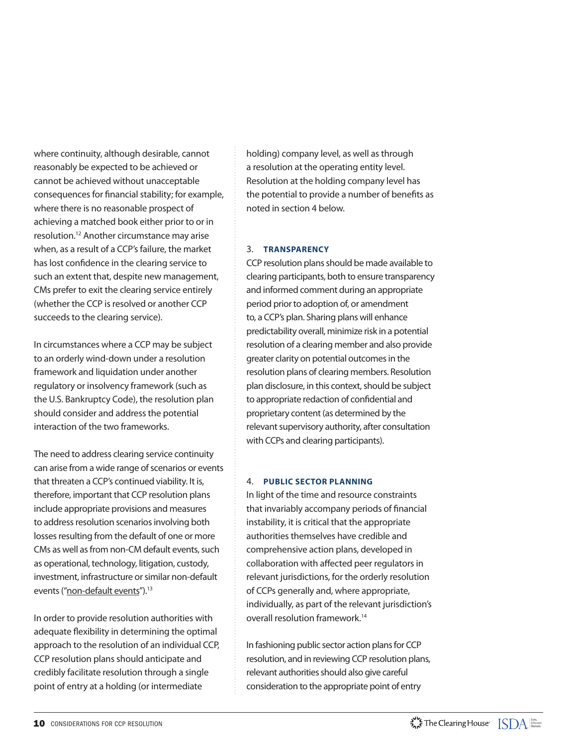where continuity, although desirable, cannot reasonably be expected to be achieved or cannot be achieved without unacceptable consequences for financial stability; for example, where there is no reasonable prospect of achieving a matched book either prior to or in resolution.[12] Another circumstance may arise when, as a result of a CCP's failure, the market has lost confidence in the clearing service to such an extent that, despite new management, CMs prefer to exit the clearing service entirely (whether the CCP is resolved or another CCP succeeds to the clearing service).

In circumstances where a CCP may be subject to an orderly wind-down under a resolution framework and liquidation under another regulatory or insolvency framework (such as the U.S. Bankruptcy Code), the resolution plan should consider and address the potential interaction of the two frameworks.

The need to address clearing service continuity can arise from a wide range of scenarios or events that threaten a CCP's continued viability. It is, therefore, important that CCP resolution plans include appropriate provisions and measures to address resolution scenarios involving both losses resulting from the default of one or more CMs as well as from non-CM default events, such as operational, technology, litigation, custody, investment, infrastructure or similar non-default events ("non-default events").[13]

In order to provide resolution authorities with adequate flexibility in determining the optimal approach to the resolution of an individual CCP, CCP resolution plans should anticipate and credibly facilitate resolution through a single point of entry at a holding (or intermediate holding) company level, as well as through a resolution at the operating entity level. Resolution at the holding company level has the potential to provide a number of benefits as noted in section 4 below.

## 3. TRANSPARENCY

CCP resolution plans should be made available to clearing participants, both to ensure transparency and informed comment during an appropriate period prior to adoption of, or amendment to, a CCP's plan. Sharing plans will enhance predictability overall, minimize risk in a potential resolution of a clearing member and also provide greater clarity on potential outcomes in the resolution plans of clearing members. Resolution plan disclosure, in this context, should be subject to appropriate redaction of confidential and proprietary content (as determined by the relevant supervisory authority, after consultation with CCPs and clearing participants).

## 4. PUBLIC SECTOR PLANNING

In light of the time and resource constraints that invariably accompany periods of financial instability, it is critical that the appropriate authorities themselves have credible and comprehensive action plans, developed in collaboration with affected peer regulators in relevant jurisdictions, for the orderly resolution of CCPs generally and, where appropriate, individually, as part of the relevant jurisdiction's overall resolution framework.[14]

In fashioning public sector action plans for CCP resolution, and in reviewing CCP resolution plans, relevant authorities should also give careful consideration to the appropriate point of entry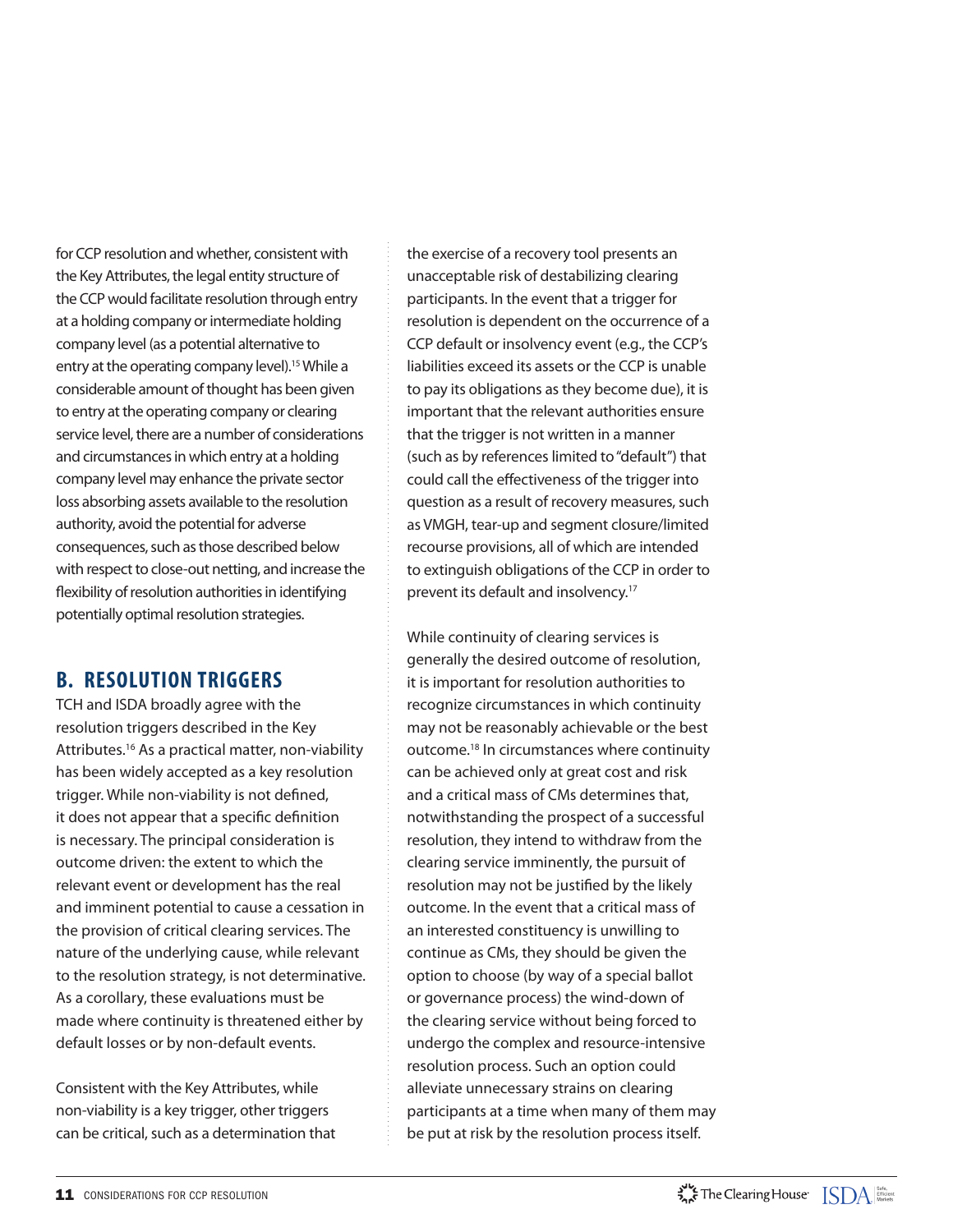for CCP resolution and whether, consistent with the Key Attributes, the legal entity structure of the CCP would facilitate resolution through entry at a holding company or intermediate holding company level (as a potential alternative to entry at the operating company level).[15] While a considerable amount of thought has been given to entry at the operating company or clearing service level, there are a number of considerations and circumstances in which entry at a holding company level may enhance the private sector loss absorbing assets available to the resolution authority, avoid the potential for adverse consequences, such as those described below with respect to close-out netting, and increase the flexibility of resolution authorities in identifying potentially optimal resolution strategies.

## B. RESOLUTION TRIGGERS

TCH and ISDA broadly agree with the resolution triggers described in the Key Attributes.[16] As a practical matter, non-viability has been widely accepted as a key resolution trigger. While non-viability is not defined, it does not appear that a specific definition is necessary. The principal consideration is outcome driven: the extent to which the relevant event or development has the real and imminent potential to cause a cessation in the provision of critical clearing services. The nature of the underlying cause, while relevant to the resolution strategy, is not determinative. As a corollary, these evaluations must be made where continuity is threatened either by default losses or by non-default events.

Consistent with the Key Attributes, while non-viability is a key trigger, other triggers can be critical, such as a determination that the exercise of a recovery tool presents an unacceptable risk of destabilizing clearing participants. In the event that a trigger for resolution is dependent on the occurrence of a CCP default or insolvency event (e.g., the CCP's liabilities exceed its assets or the CCP is unable to pay its obligations as they become due), it is important that the relevant authorities ensure that the trigger is not written in a manner (such as by references limited to "default") that could call the effectiveness of the trigger into question as a result of recovery measures, such as VMGH, tear-up and segment closure/limited recourse provisions, all of which are intended to extinguish obligations of the CCP in order to prevent its default and insolvency.[17]

While continuity of clearing services is generally the desired outcome of resolution, it is important for resolution authorities to recognize circumstances in which continuity may not be reasonably achievable or the best outcome.[18] In circumstances where continuity can be achieved only at great cost and risk and a critical mass of CMs determines that, notwithstanding the prospect of a successful resolution, they intend to withdraw from the clearing service imminently, the pursuit of resolution may not be justified by the likely outcome. In the event that a critical mass of an interested constituency is unwilling to continue as CMs, they should be given the option to choose (by way of a special ballot or governance process) the wind-down of the clearing service without being forced to undergo the complex and resource-intensive resolution process. Such an option could alleviate unnecessary strains on clearing participants at a time when many of them may be put at risk by the resolution process itself.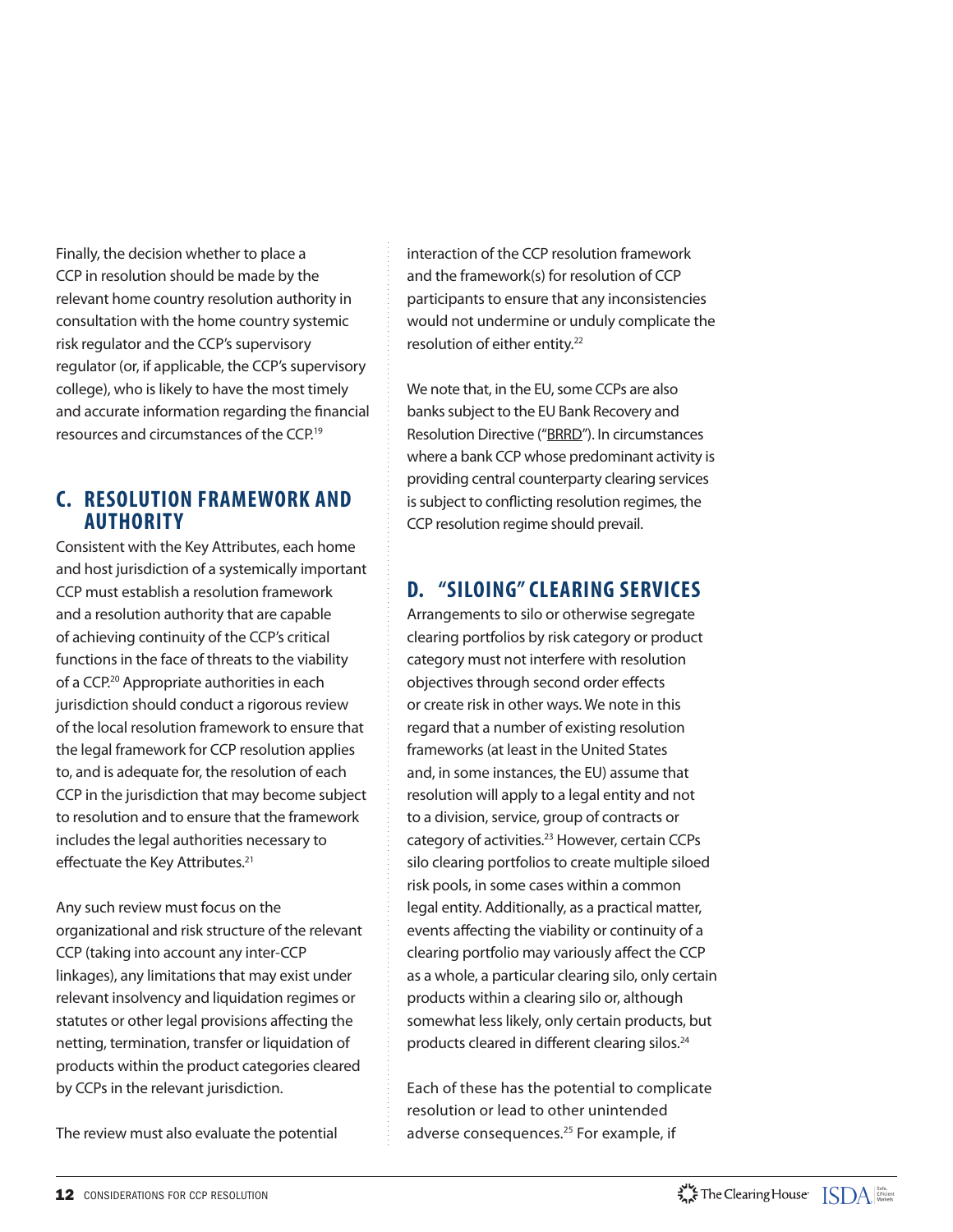Finally, the decision whether to place a CCP in resolution should be made by the relevant home country resolution authority in consultation with the home country systemic risk regulator and the CCP's supervisory regulator (or, if applicable, the CCP's supervisory college), who is likely to have the most timely and accurate information regarding the financial resources and circumstances of the CCP.[19]

## C. RESOLUTION FRAMEWORK AND AUTHORITY

Consistent with the Key Attributes, each home and host jurisdiction of a systemically important CCP must establish a resolution framework and a resolution authority that are capable of achieving continuity of the CCP's critical functions in the face of threats to the viability of a CCP.[20] Appropriate authorities in each jurisdiction should conduct a rigorous review of the local resolution framework to ensure that the legal framework for CCP resolution applies to, and is adequate for, the resolution of each CCP in the jurisdiction that may become subject to resolution and to ensure that the framework includes the legal authorities necessary to effectuate the Key Attributes.[21]

Any such review must focus on the organizational and risk structure of the relevant CCP (taking into account any inter-CCP linkages), any limitations that may exist under relevant insolvency and liquidation regimes or statutes or other legal provisions affecting the netting, termination, transfer or liquidation of products within the product categories cleared by CCPs in the relevant jurisdiction.

The review must also evaluate the potential interaction of the CCP resolution framework and the framework(s) for resolution of CCP participants to ensure that any inconsistencies would not undermine or unduly complicate the resolution of either entity.[22]

We note that, in the EU, some CCPs are also banks subject to the EU Bank Recovery and Resolution Directive ("BRRD"). In circumstances where a bank CCP whose predominant activity is providing central counterparty clearing services is subject to conflicting resolution regimes, the CCP resolution regime should prevail.

## D. "SILOING" CLEARING SERVICES

Arrangements to silo or otherwise segregate clearing portfolios by risk category or product category must not interfere with resolution objectives through second order effects or create risk in other ways. We note in this regard that a number of existing resolution frameworks (at least in the United States and, in some instances, the EU) assume that resolution will apply to a legal entity and not to a division, service, group of contracts or category of activities.[23] However, certain CCPs silo clearing portfolios to create multiple siloed risk pools, in some cases within a common legal entity. Additionally, as a practical matter, events affecting the viability or continuity of a clearing portfolio may variously affect the CCP as a whole, a particular clearing silo, only certain products within a clearing silo or, although somewhat less likely, only certain products, but products cleared in different clearing silos.[24]

Each of these has the potential to complicate resolution or lead to other unintended adverse consequences.[25] For example, if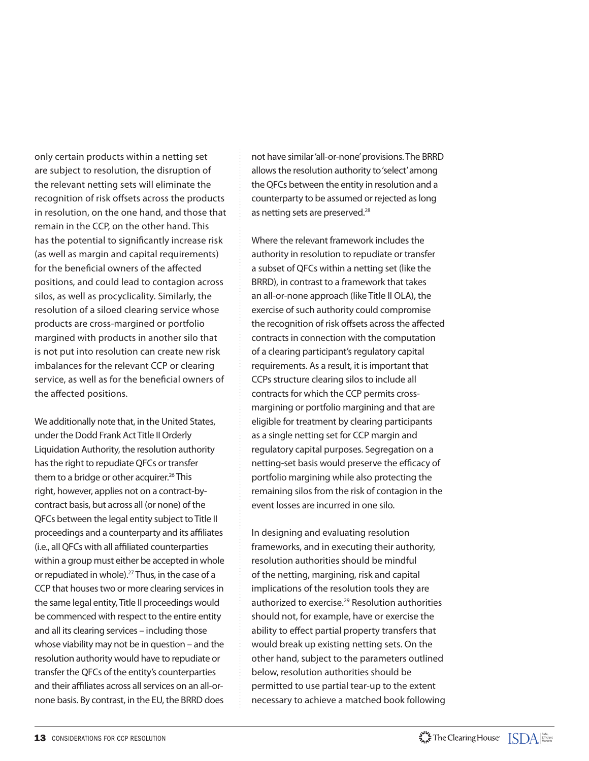only certain products within a netting set are subject to resolution, the disruption of the relevant netting sets will eliminate the recognition of risk offsets across the products in resolution, on the one hand, and those that remain in the CCP, on the other hand. This has the potential to significantly increase risk (as well as margin and capital requirements) for the beneficial owners of the affected positions, and could lead to contagion across silos, as well as procyclicality. Similarly, the resolution of a siloed clearing service whose products are cross-margined or portfolio margined with products in another silo that is not put into resolution can create new risk imbalances for the relevant CCP or clearing service, as well as for the beneficial owners of the affected positions.

We additionally note that, in the United States, under the Dodd Frank Act Title II Orderly Liquidation Authority, the resolution authority has the right to repudiate QFCs or transfer them to a bridge or other acquirer.[26] This right, however, applies not on a contract-by-contract basis, but across all (or none) of the QFCs between the legal entity subject to Title II proceedings and a counterparty and its affiliates (i.e., all QFCs with all affiliated counterparties within a group must either be accepted in whole or repudiated in whole).[27] Thus, in the case of a CCP that houses two or more clearing services in the same legal entity, Title II proceedings would be commenced with respect to the entire entity and all its clearing services – including those whose viability may not be in question – and the resolution authority would have to repudiate or transfer the QFCs of the entity's counterparties and their affiliates across all services on an all-or-none basis. By contrast, in the EU, the BRRD does not have similar 'all-or-none' provisions. The BRRD allows the resolution authority to 'select' among the QFCs between the entity in resolution and a counterparty to be assumed or rejected as long as netting sets are preserved.[28]

Where the relevant framework includes the authority in resolution to repudiate or transfer a subset of QFCs within a netting set (like the BRRD), in contrast to a framework that takes an all-or-none approach (like Title II OLA), the exercise of such authority could compromise the recognition of risk offsets across the affected contracts in connection with the computation of a clearing participant's regulatory capital requirements. As a result, it is important that CCPs structure clearing silos to include all contracts for which the CCP permits cross-margining or portfolio margining and that are eligible for treatment by clearing participants as a single netting set for CCP margin and regulatory capital purposes. Segregation on a netting-set basis would preserve the efficacy of portfolio margining while also protecting the remaining silos from the risk of contagion in the event losses are incurred in one silo.

In designing and evaluating resolution frameworks, and in executing their authority, resolution authorities should be mindful of the netting, margining, risk and capital implications of the resolution tools they are authorized to exercise.[29] Resolution authorities should not, for example, have or exercise the ability to effect partial property transfers that would break up existing netting sets. On the other hand, subject to the parameters outlined below, resolution authorities should be permitted to use partial tear-up to the extent necessary to achieve a matched book following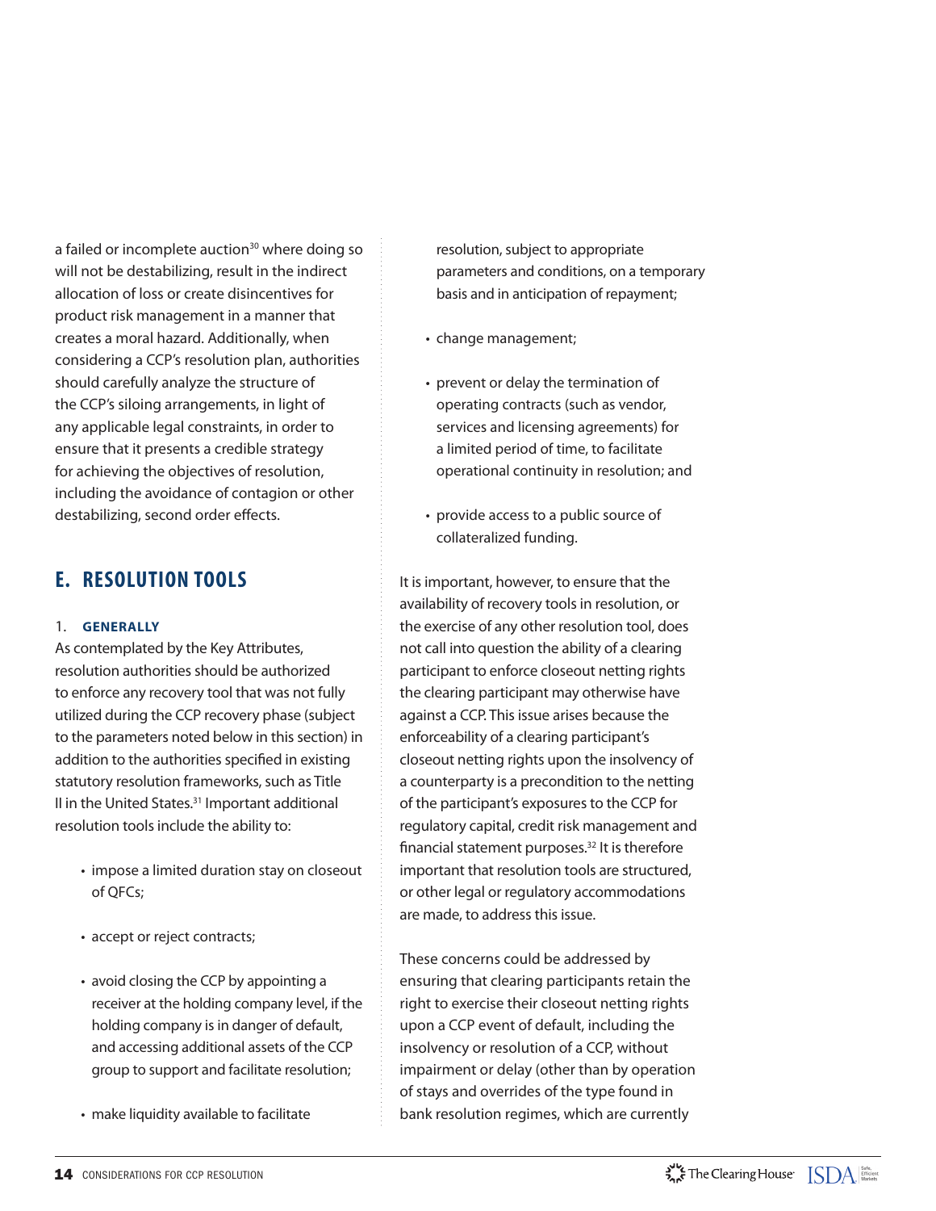a failed or incomplete auction[30] where doing so will not be destabilizing, result in the indirect allocation of loss or create disincentives for product risk management in a manner that creates a moral hazard. Additionally, when considering a CCP's resolution plan, authorities should carefully analyze the structure of the CCP's siloing arrangements, in light of any applicable legal constraints, in order to ensure that it presents a credible strategy for achieving the objectives of resolution, including the avoidance of contagion or other destabilizing, second order effects.

## E. RESOLUTION TOOLS

### 1. GENERALLY

As contemplated by the Key Attributes, resolution authorities should be authorized to enforce any recovery tool that was not fully utilized during the CCP recovery phase (subject to the parameters noted below in this section) in addition to the authorities specified in existing statutory resolution frameworks, such as Title II in the United States.[31] Important additional resolution tools include the ability to:

- impose a limited duration stay on closeout of QFCs;
- accept or reject contracts;
- avoid closing the CCP by appointing a receiver at the holding company level, if the holding company is in danger of default, and accessing additional assets of the CCP group to support and facilitate resolution;
- make liquidity available to facilitate resolution, subject to appropriate parameters and conditions, on a temporary basis and in anticipation of repayment;
- change management;
- prevent or delay the termination of operating contracts (such as vendor, services and licensing agreements) for a limited period of time, to facilitate operational continuity in resolution; and
- provide access to a public source of collateralized funding.

It is important, however, to ensure that the availability of recovery tools in resolution, or the exercise of any other resolution tool, does not call into question the ability of a clearing participant to enforce closeout netting rights the clearing participant may otherwise have against a CCP. This issue arises because the enforceability of a clearing participant's closeout netting rights upon the insolvency of a counterparty is a precondition to the netting of the participant's exposures to the CCP for regulatory capital, credit risk management and financial statement purposes.[32] It is therefore important that resolution tools are structured, or other legal or regulatory accommodations are made, to address this issue.

These concerns could be addressed by ensuring that clearing participants retain the right to exercise their closeout netting rights upon a CCP event of default, including the insolvency or resolution of a CCP, without impairment or delay (other than by operation of stays and overrides of the type found in bank resolution regimes, which are currently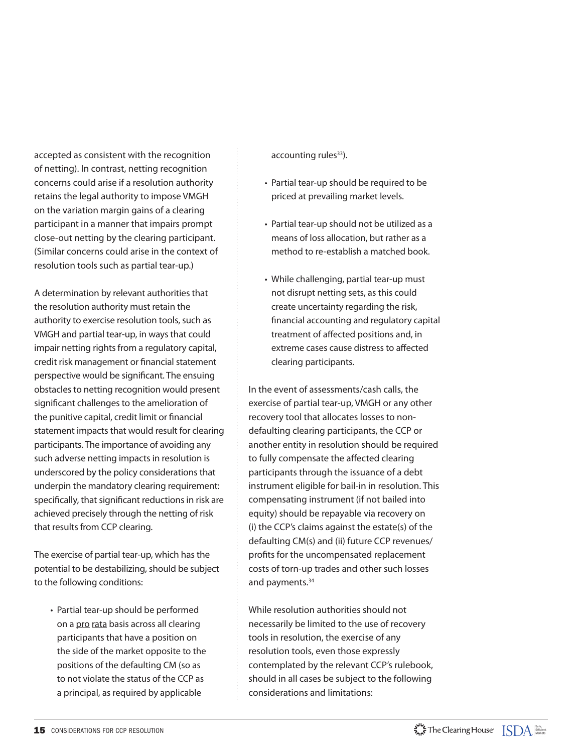accepted as consistent with the recognition of netting). In contrast, netting recognition concerns could arise if a resolution authority retains the legal authority to impose VMGH on the variation margin gains of a clearing participant in a manner that impairs prompt close-out netting by the clearing participant. (Similar concerns could arise in the context of resolution tools such as partial tear-up.)

A determination by relevant authorities that the resolution authority must retain the authority to exercise resolution tools, such as VMGH and partial tear-up, in ways that could impair netting rights from a regulatory capital, credit risk management or financial statement perspective would be significant. The ensuing obstacles to netting recognition would present significant challenges to the amelioration of the punitive capital, credit limit or financial statement impacts that would result for clearing participants. The importance of avoiding any such adverse netting impacts in resolution is underscored by the policy considerations that underpin the mandatory clearing requirement: specifically, that significant reductions in risk are achieved precisely through the netting of risk that results from CCP clearing.

The exercise of partial tear-up, which has the potential to be destabilizing, should be subject to the following conditions:

- Partial tear-up should be performed on a pro rata basis across all clearing participants that have a position on the side of the market opposite to the positions of the defaulting CM (so as to not violate the status of the CCP as a principal, as required by applicable accounting rules[33]).
- Partial tear-up should be required to be priced at prevailing market levels.
- Partial tear-up should not be utilized as a means of loss allocation, but rather as a method to re-establish a matched book.
- While challenging, partial tear-up must not disrupt netting sets, as this could create uncertainty regarding the risk, financial accounting and regulatory capital treatment of affected positions and, in extreme cases cause distress to affected clearing participants.

In the event of assessments/cash calls, the exercise of partial tear-up, VMGH or any other recovery tool that allocates losses to non-defaulting clearing participants, the CCP or another entity in resolution should be required to fully compensate the affected clearing participants through the issuance of a debt instrument eligible for bail-in in resolution. This compensating instrument (if not bailed into equity) should be repayable via recovery on (i) the CCP's claims against the estate(s) of the defaulting CM(s) and (ii) future CCP revenues/profits for the uncompensated replacement costs of torn-up trades and other such losses and payments.[34]

While resolution authorities should not necessarily be limited to the use of recovery tools in resolution, the exercise of any resolution tools, even those expressly contemplated by the relevant CCP's rulebook, should in all cases be subject to the following considerations and limitations: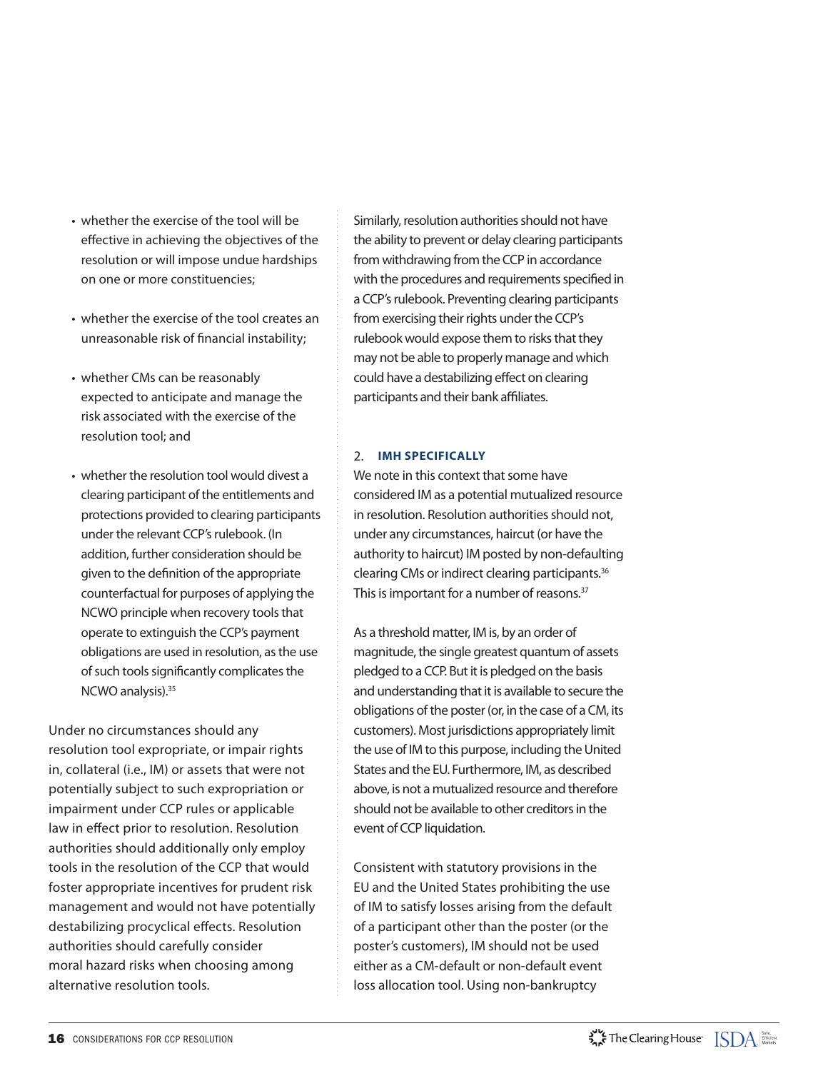- whether the exercise of the tool will be effective in achieving the objectives of the resolution or will impose undue hardships on one or more constituencies;
- whether the exercise of the tool creates an unreasonable risk of financial instability;
- whether CMs can be reasonably expected to anticipate and manage the risk associated with the exercise of the resolution tool; and
- whether the resolution tool would divest a clearing participant of the entitlements and protections provided to clearing participants under the relevant CCP's rulebook. (In addition, further consideration should be given to the definition of the appropriate counterfactual for purposes of applying the NCWO principle when recovery tools that operate to extinguish the CCP's payment obligations are used in resolution, as the use of such tools significantly complicates the NCWO analysis).[35]

Under no circumstances should any resolution tool expropriate, or impair rights in, collateral (i.e., IM) or assets that were not potentially subject to such expropriation or impairment under CCP rules or applicable law in effect prior to resolution. Resolution authorities should additionally only employ tools in the resolution of the CCP that would foster appropriate incentives for prudent risk management and would not have potentially destabilizing procyclical effects. Resolution authorities should carefully consider moral hazard risks when choosing among alternative resolution tools.

Similarly, resolution authorities should not have the ability to prevent or delay clearing participants from withdrawing from the CCP in accordance with the procedures and requirements specified in a CCP's rulebook. Preventing clearing participants from exercising their rights under the CCP's rulebook would expose them to risks that they may not be able to properly manage and which could have a destabilizing effect on clearing participants and their bank affiliates.

### 2. IMH SPECIFICALLY

We note in this context that some have considered IM as a potential mutualized resource in resolution. Resolution authorities should not, under any circumstances, haircut (or have the authority to haircut) IM posted by non-defaulting clearing CMs or indirect clearing participants.[36] This is important for a number of reasons.[37]

As a threshold matter, IM is, by an order of magnitude, the single greatest quantum of assets pledged to a CCP. But it is pledged on the basis and understanding that it is available to secure the obligations of the poster (or, in the case of a CM, its customers). Most jurisdictions appropriately limit the use of IM to this purpose, including the United States and the EU. Furthermore, IM, as described above, is not a mutualized resource and therefore should not be available to other creditors in the event of CCP liquidation.

Consistent with statutory provisions in the EU and the United States prohibiting the use of IM to satisfy losses arising from the default of a participant other than the poster (or the poster's customers), IM should not be used either as a CM-default or non-default event loss allocation tool. Using non-bankruptcy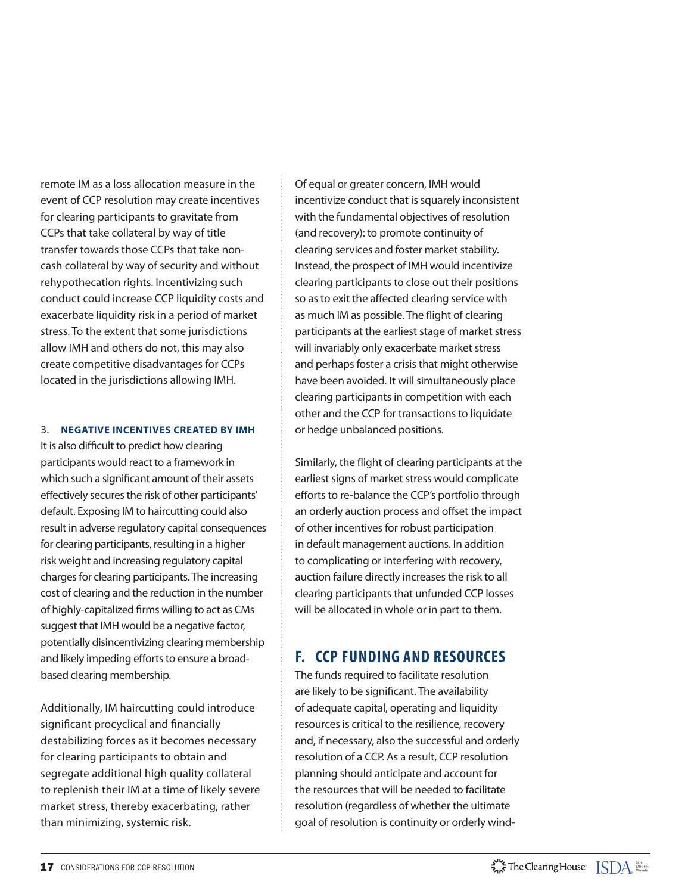remote IM as a loss allocation measure in the event of CCP resolution may create incentives for clearing participants to gravitate from CCPs that take collateral by way of title transfer towards those CCPs that take non-cash collateral by way of security and without rehypothecation rights. Incentivizing such conduct could increase CCP liquidity costs and exacerbate liquidity risk in a period of market stress. To the extent that some jurisdictions allow IMH and others do not, this may also create competitive disadvantages for CCPs located in the jurisdictions allowing IMH.

### 3. NEGATIVE INCENTIVES CREATED BY IMH

It is also difficult to predict how clearing participants would react to a framework in which such a significant amount of their assets effectively secures the risk of other participants' default. Exposing IM to haircutting could also result in adverse regulatory capital consequences for clearing participants, resulting in a higher risk weight and increasing regulatory capital charges for clearing participants. The increasing cost of clearing and the reduction in the number of highly-capitalized firms willing to act as CMs suggest that IMH would be a negative factor, potentially disincentivizing clearing membership and likely impeding efforts to ensure a broad-based clearing membership.

Additionally, IM haircutting could introduce significant procyclical and financially destabilizing forces as it becomes necessary for clearing participants to obtain and segregate additional high quality collateral to replenish their IM at a time of likely severe market stress, thereby exacerbating, rather than minimizing, systemic risk.

Of equal or greater concern, IMH would incentivize conduct that is squarely inconsistent with the fundamental objectives of resolution (and recovery): to promote continuity of clearing services and foster market stability. Instead, the prospect of IMH would incentivize clearing participants to close out their positions so as to exit the affected clearing service with as much IM as possible. The flight of clearing participants at the earliest stage of market stress will invariably only exacerbate market stress and perhaps foster a crisis that might otherwise have been avoided. It will simultaneously place clearing participants in competition with each other and the CCP for transactions to liquidate or hedge unbalanced positions.

Similarly, the flight of clearing participants at the earliest signs of market stress would complicate efforts to re-balance the CCP's portfolio through an orderly auction process and offset the impact of other incentives for robust participation in default management auctions. In addition to complicating or interfering with recovery, auction failure directly increases the risk to all clearing participants that unfunded CCP losses will be allocated in whole or in part to them.

## F. CCP FUNDING AND RESOURCES

The funds required to facilitate resolution are likely to be significant. The availability of adequate capital, operating and liquidity resources is critical to the resilience, recovery and, if necessary, also the successful and orderly resolution of a CCP. As a result, CCP resolution planning should anticipate and account for the resources that will be needed to facilitate resolution (regardless of whether the ultimate goal of resolution is continuity or orderly wind-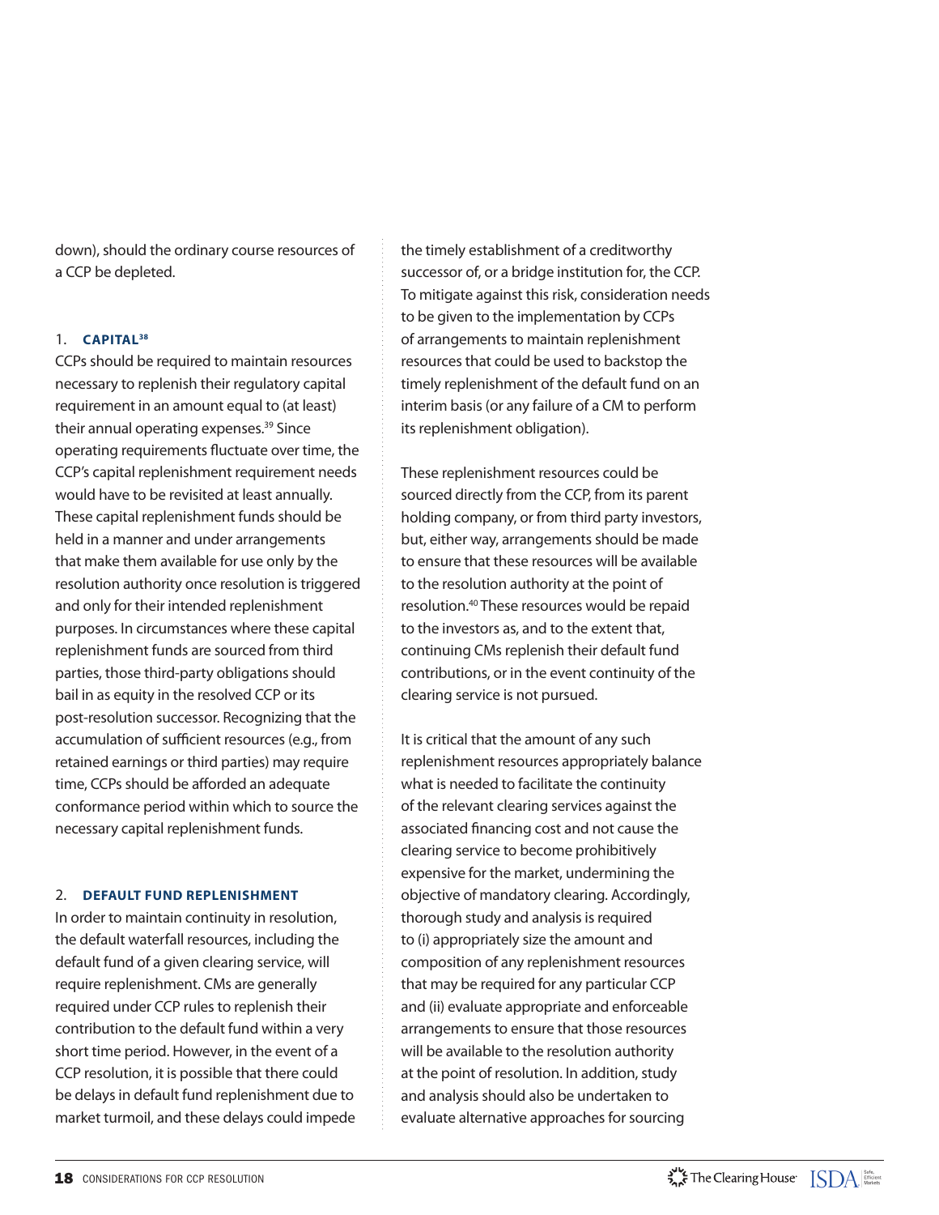down), should the ordinary course resources of a CCP be depleted.

### 1. CAPITAL[38]

CCPs should be required to maintain resources necessary to replenish their regulatory capital requirement in an amount equal to (at least) their annual operating expenses.[39] Since operating requirements fluctuate over time, the CCP's capital replenishment requirement needs would have to be revisited at least annually. These capital replenishment funds should be held in a manner and under arrangements that make them available for use only by the resolution authority once resolution is triggered and only for their intended replenishment purposes. In circumstances where these capital replenishment funds are sourced from third parties, those third-party obligations should bail in as equity in the resolved CCP or its post-resolution successor. Recognizing that the accumulation of sufficient resources (e.g., from retained earnings or third parties) may require time, CCPs should be afforded an adequate conformance period within which to source the necessary capital replenishment funds.

### 2. DEFAULT FUND REPLENISHMENT

In order to maintain continuity in resolution, the default waterfall resources, including the default fund of a given clearing service, will require replenishment. CMs are generally required under CCP rules to replenish their contribution to the default fund within a very short time period. However, in the event of a CCP resolution, it is possible that there could be delays in default fund replenishment due to market turmoil, and these delays could impede the timely establishment of a creditworthy successor of, or a bridge institution for, the CCP. To mitigate against this risk, consideration needs to be given to the implementation by CCPs of arrangements to maintain replenishment resources that could be used to backstop the timely replenishment of the default fund on an interim basis (or any failure of a CM to perform its replenishment obligation).

These replenishment resources could be sourced directly from the CCP, from its parent holding company, or from third party investors, but, either way, arrangements should be made to ensure that these resources will be available to the resolution authority at the point of resolution.[40] These resources would be repaid to the investors as, and to the extent that, continuing CMs replenish their default fund contributions, or in the event continuity of the clearing service is not pursued.

It is critical that the amount of any such replenishment resources appropriately balance what is needed to facilitate the continuity of the relevant clearing services against the associated financing cost and not cause the clearing service to become prohibitively expensive for the market, undermining the objective of mandatory clearing. Accordingly, thorough study and analysis is required to (i) appropriately size the amount and composition of any replenishment resources that may be required for any particular CCP and (ii) evaluate appropriate and enforceable arrangements to ensure that those resources will be available to the resolution authority at the point of resolution. In addition, study and analysis should also be undertaken to evaluate alternative approaches for sourcing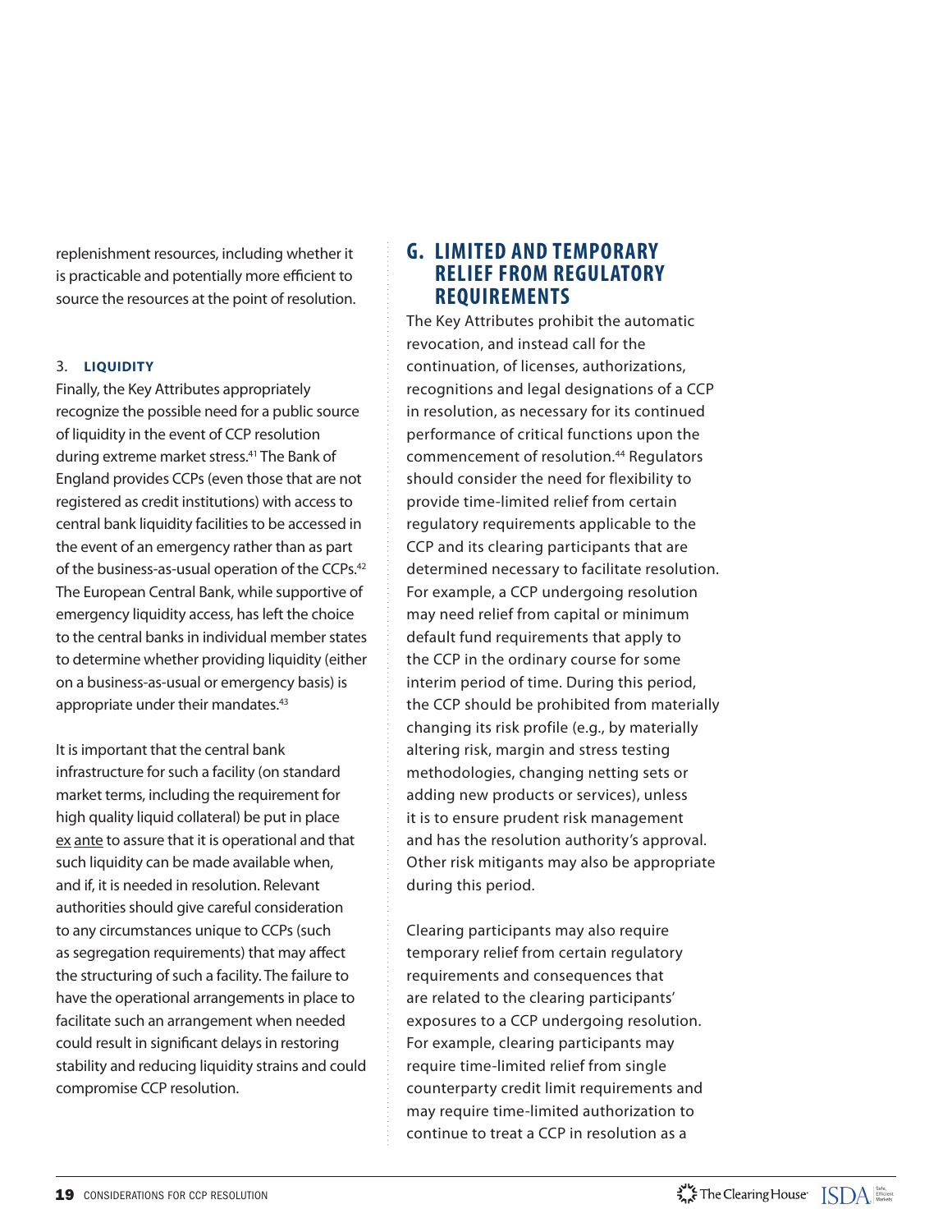replenishment resources, including whether it is practicable and potentially more efficient to source the resources at the point of resolution.

### 3. LIQUIDITY

Finally, the Key Attributes appropriately recognize the possible need for a public source of liquidity in the event of CCP resolution during extreme market stress.[41] The Bank of England provides CCPs (even those that are not registered as credit institutions) with access to central bank liquidity facilities to be accessed in the event of an emergency rather than as part of the business-as-usual operation of the CCPs.[42] The European Central Bank, while supportive of emergency liquidity access, has left the choice to the central banks in individual member states to determine whether providing liquidity (either on a business-as-usual or emergency basis) is appropriate under their mandates.[43]

It is important that the central bank infrastructure for such a facility (on standard market terms, including the requirement for high quality liquid collateral) be put in place ex ante to assure that it is operational and that such liquidity can be made available when, and if, it is needed in resolution. Relevant authorities should give careful consideration to any circumstances unique to CCPs (such as segregation requirements) that may affect the structuring of such a facility. The failure to have the operational arrangements in place to facilitate such an arrangement when needed could result in significant delays in restoring stability and reducing liquidity strains and could compromise CCP resolution.

## G. LIMITED AND TEMPORARY RELIEF FROM REGULATORY REQUIREMENTS

The Key Attributes prohibit the automatic revocation, and instead call for the continuation, of licenses, authorizations, recognitions and legal designations of a CCP in resolution, as necessary for its continued performance of critical functions upon the commencement of resolution.[44] Regulators should consider the need for flexibility to provide time-limited relief from certain regulatory requirements applicable to the CCP and its clearing participants that are determined necessary to facilitate resolution. For example, a CCP undergoing resolution may need relief from capital or minimum default fund requirements that apply to the CCP in the ordinary course for some interim period of time. During this period, the CCP should be prohibited from materially changing its risk profile (e.g., by materially altering risk, margin and stress testing methodologies, changing netting sets or adding new products or services), unless it is to ensure prudent risk management and has the resolution authority's approval. Other risk mitigants may also be appropriate during this period.

Clearing participants may also require temporary relief from certain regulatory requirements and consequences that are related to the clearing participants' exposures to a CCP undergoing resolution. For example, clearing participants may require time-limited relief from single counterparty credit limit requirements and may require time-limited authorization to continue to treat a CCP in resolution as a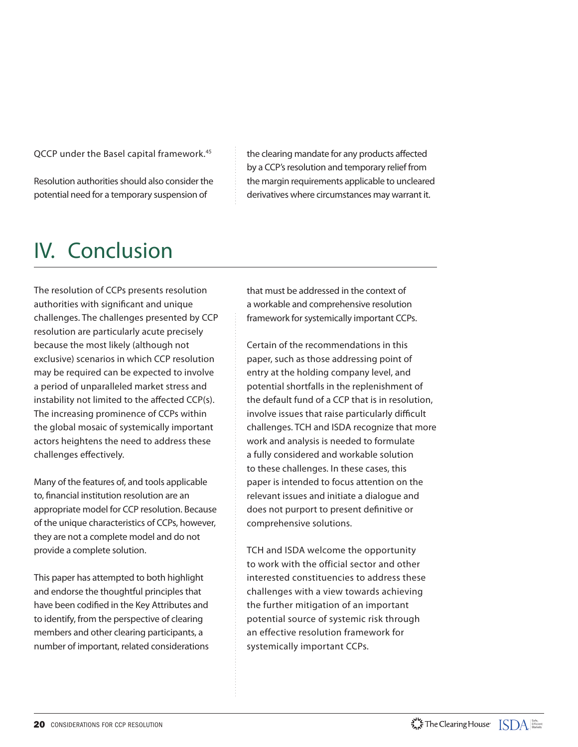QCCP under the Basel capital framework.[45]

Resolution authorities should also consider the potential need for a temporary suspension of the clearing mandate for any products affected by a CCP's resolution and temporary relief from the margin requirements applicable to uncleared derivatives where circumstances may warrant it.

# IV. Conclusion

The resolution of CCPs presents resolution authorities with significant and unique challenges. The challenges presented by CCP resolution are particularly acute precisely because the most likely (although not exclusive) scenarios in which CCP resolution may be required can be expected to involve a period of unparalleled market stress and instability not limited to the affected CCP(s). The increasing prominence of CCPs within the global mosaic of systemically important actors heightens the need to address these challenges effectively.

Many of the features of, and tools applicable to, financial institution resolution are an appropriate model for CCP resolution. Because of the unique characteristics of CCPs, however, they are not a complete model and do not provide a complete solution.

This paper has attempted to both highlight and endorse the thoughtful principles that have been codified in the Key Attributes and to identify, from the perspective of clearing members and other clearing participants, a number of important, related considerations that must be addressed in the context of a workable and comprehensive resolution framework for systemically important CCPs.

Certain of the recommendations in this paper, such as those addressing point of entry at the holding company level, and potential shortfalls in the replenishment of the default fund of a CCP that is in resolution, involve issues that raise particularly difficult challenges. TCH and ISDA recognize that more work and analysis is needed to formulate a fully considered and workable solution to these challenges. In these cases, this paper is intended to focus attention on the relevant issues and initiate a dialogue and does not purport to present definitive or comprehensive solutions.

TCH and ISDA welcome the opportunity to work with the official sector and other interested constituencies to address these challenges with a view towards achieving the further mitigation of an important potential source of systemic risk through an effective resolution framework for systemically important CCPs.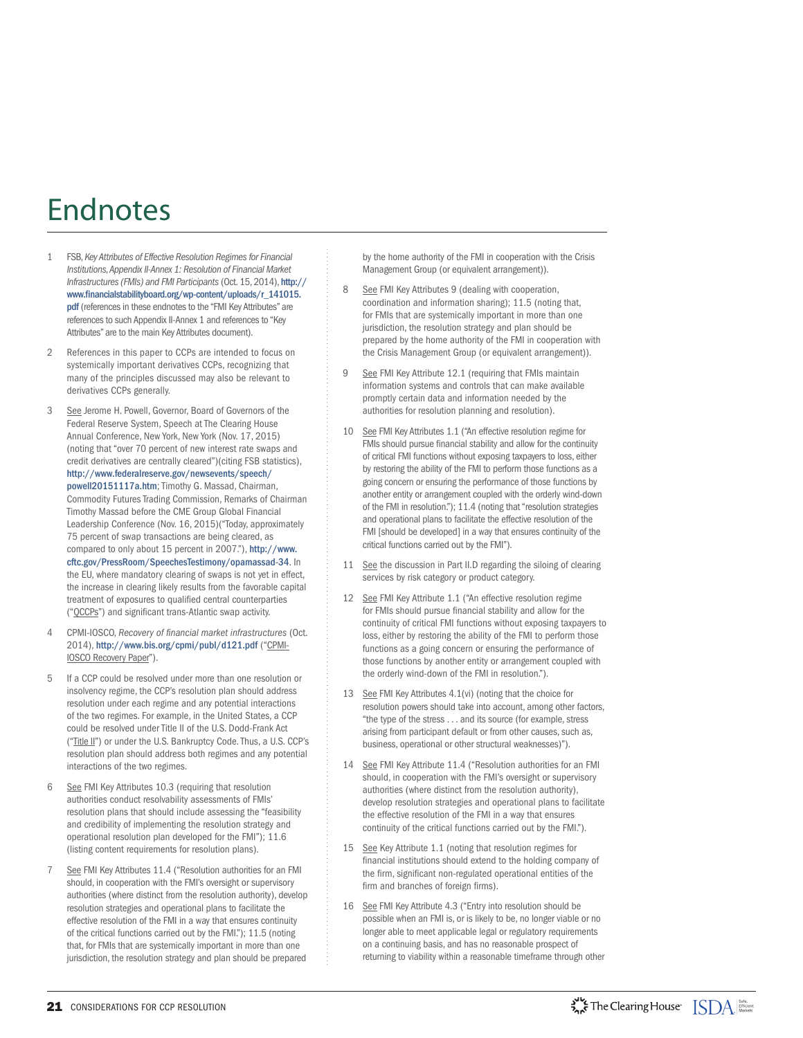# Endnotes

1. FSB, *Key Attributes of Effective Resolution Regimes for Financial Institutions, Appendix II-Annex 1: Resolution of Financial Market Infrastructures (FMIs) and FMI Participants* (Oct. 15, 2014), http://www.financialstabilityboard.org/wp-content/uploads/r_141015.pdf (references in these endnotes to the "FMI Key Attributes" are references to such Appendix II-Annex 1 and references to "Key Attributes" are to the main Key Attributes document).

2. References in this paper to CCPs are intended to focus on systemically important derivatives CCPs, recognizing that many of the principles discussed may also be relevant to derivatives CCPs generally.

3. See Jerome H. Powell, Governor, Board of Governors of the Federal Reserve System, Speech at The Clearing House Annual Conference, New York, New York (Nov. 17, 2015) (noting that "over 70 percent of new interest rate swaps and credit derivatives are centrally cleared")(citing FSB statistics), http://www.federalreserve.gov/newsevents/speech/powell20151117a.htm; Timothy G. Massad, Chairman, Commodity Futures Trading Commission, Remarks of Chairman Timothy Massad before the CME Group Global Financial Leadership Conference (Nov. 16, 2015)("Today, approximately 75 percent of swap transactions are being cleared, as compared to only about 15 percent in 2007."), http://www.cftc.gov/PressRoom/SpeechesTestimony/opamassad-34. In the EU, where mandatory clearing of swaps is not yet in effect, the increase in clearing likely results from the favorable capital treatment of exposures to qualified central counterparties ("QCCPs") and significant trans-Atlantic swap activity.

4. CPMI-IOSCO, *Recovery of financial market infrastructures* (Oct. 2014), http://www.bis.org/cpmi/publ/d121.pdf ("CPMI-IOSCO Recovery Paper").

5. If a CCP could be resolved under more than one resolution or insolvency regime, the CCP's resolution plan should address resolution under each regime and any potential interactions of the two regimes. For example, in the United States, a CCP could be resolved under Title II of the U.S. Dodd-Frank Act ("Title II") or under the U.S. Bankruptcy Code. Thus, a U.S. CCP's resolution plan should address both regimes and any potential interactions of the two regimes.

6. See FMI Key Attributes 10.3 (requiring that resolution authorities conduct resolvability assessments of FMIs' resolution plans that should include assessing the "feasibility and credibility of implementing the resolution strategy and operational resolution plan developed for the FMI"); 11.6 (listing content requirements for resolution plans).

7. See FMI Key Attributes 11.4 ("Resolution authorities for an FMI should, in cooperation with the FMI's oversight or supervisory authorities (where distinct from the resolution authority), develop resolution strategies and operational plans to facilitate the effective resolution of the FMI in a way that ensures continuity of the critical functions carried out by the FMI."); 11.5 (noting that, for FMIs that are systemically important in more than one jurisdiction, the resolution strategy and plan should be prepared by the home authority of the FMI in cooperation with the Crisis Management Group (or equivalent arrangement)).

8. See FMI Key Attributes 9 (dealing with cooperation, coordination and information sharing); 11.5 (noting that, for FMIs that are systemically important in more than one jurisdiction, the resolution strategy and plan should be prepared by the home authority of the FMI in cooperation with the Crisis Management Group (or equivalent arrangement)).

9. See FMI Key Attribute 12.1 (requiring that FMIs maintain information systems and controls that can make available promptly certain data and information needed by the authorities for resolution planning and resolution).

10. See FMI Key Attributes 1.1 ("An effective resolution regime for FMIs should pursue financial stability and allow for the continuity of critical FMI functions without exposing taxpayers to loss, either by restoring the ability of the FMI to perform those functions as a going concern or ensuring the performance of those functions by another entity or arrangement coupled with the orderly wind-down of the FMI in resolution."); 11.4 (noting that "resolution strategies and operational plans to facilitate the effective resolution of the FMI [should be developed] in a way that ensures continuity of the critical functions carried out by the FMI").

11. See the discussion in Part II.D regarding the siloing of clearing services by risk category or product category.

12. See FMI Key Attribute 1.1 ("An effective resolution regime for FMIs should pursue financial stability and allow for the continuity of critical FMI functions without exposing taxpayers to loss, either by restoring the ability of the FMI to perform those functions as a going concern or ensuring the performance of those functions by another entity or arrangement coupled with the orderly wind-down of the FMI in resolution.").

13. See FMI Key Attributes 4.1(vi) (noting that the choice for resolution powers should take into account, among other factors, "the type of the stress . . . and its source (for example, stress arising from participant default or from other causes, such as, business, operational or other structural weaknesses)").

14. See FMI Key Attribute 11.4 ("Resolution authorities for an FMI should, in cooperation with the FMI's oversight or supervisory authorities (where distinct from the resolution authority), develop resolution strategies and operational plans to facilitate the effective resolution of the FMI in a way that ensures continuity of the critical functions carried out by the FMI.").

15. See Key Attribute 1.1 (noting that resolution regimes for financial institutions should extend to the holding company of the firm, significant non-regulated operational entities of the firm and branches of foreign firms).

16. See FMI Key Attribute 4.3 ("Entry into resolution should be possible when an FMI is, or is likely to be, no longer viable or no longer able to meet applicable legal or regulatory requirements on a continuing basis, and has no reasonable prospect of returning to viability within a reasonable timeframe through other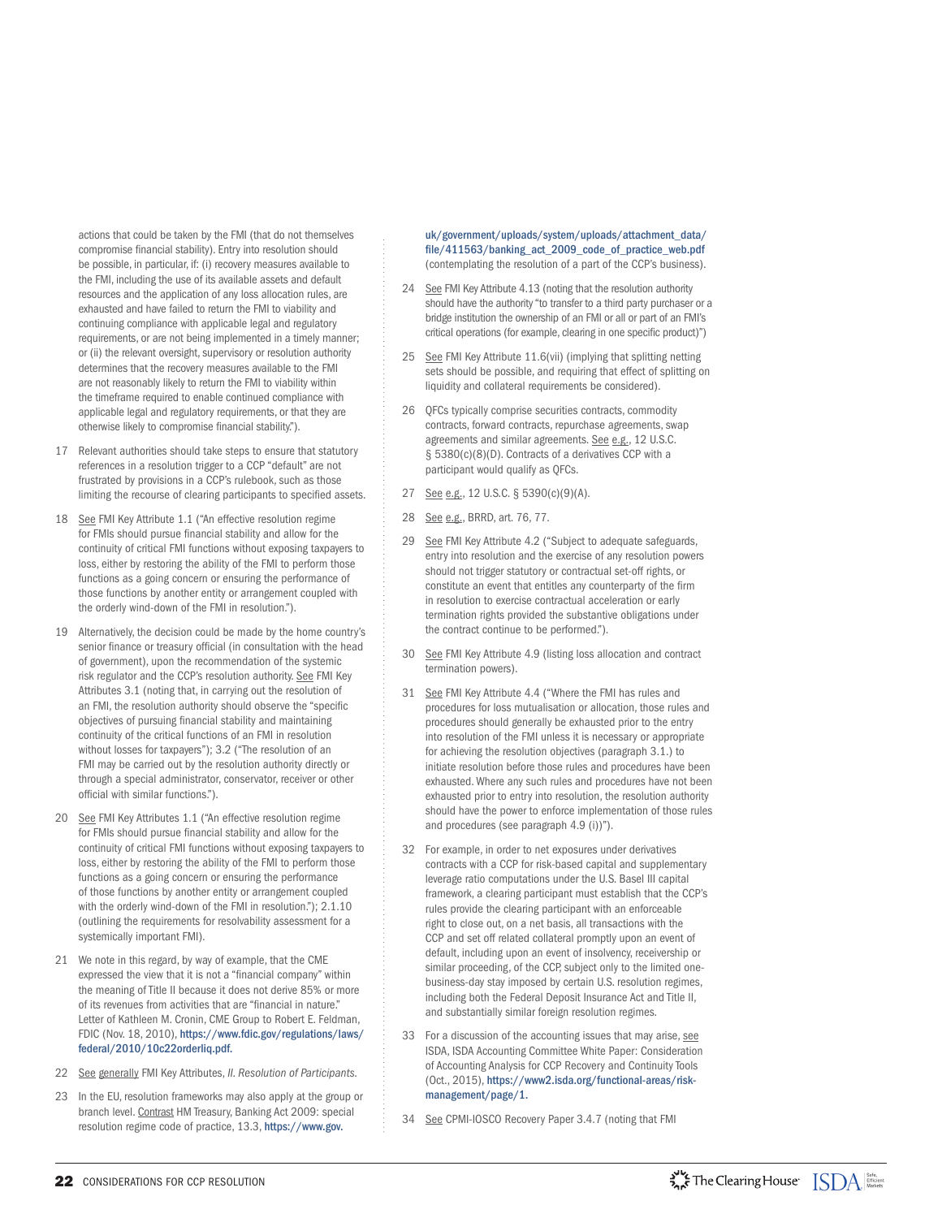actions that could be taken by the FMI (that do not themselves compromise financial stability). Entry into resolution should be possible, in particular, if: (i) recovery measures available to the FMI, including the use of its available assets and default resources and the application of any loss allocation rules, are exhausted and have failed to return the FMI to viability and continuing compliance with applicable legal and regulatory requirements, or are not being implemented in a timely manner; or (ii) the relevant oversight, supervisory or resolution authority determines that the recovery measures available to the FMI are not reasonably likely to return the FMI to viability within the timeframe required to enable continued compliance with applicable legal and regulatory requirements, or that they are otherwise likely to compromise financial stability.").

17 Relevant authorities should take steps to ensure that statutory references in a resolution trigger to a CCP "default" are not frustrated by provisions in a CCP's rulebook, such as those limiting the recourse of clearing participants to specified assets.

18 See FMI Key Attribute 1.1 ("An effective resolution regime for FMIs should pursue financial stability and allow for the continuity of critical FMI functions without exposing taxpayers to loss, either by restoring the ability of the FMI to perform those functions as a going concern or ensuring the performance of those functions by another entity or arrangement coupled with the orderly wind-down of the FMI in resolution.").

19 Alternatively, the decision could be made by the home country's senior finance or treasury official (in consultation with the head of government), upon the recommendation of the systemic risk regulator and the CCP's resolution authority. See FMI Key Attributes 3.1 (noting that, in carrying out the resolution of an FMI, the resolution authority should observe the "specific objectives of pursuing financial stability and maintaining continuity of the critical functions of an FMI in resolution without losses for taxpayers"); 3.2 ("The resolution of an FMI may be carried out by the resolution authority directly or through a special administrator, conservator, receiver or other official with similar functions.").

20 See FMI Key Attributes 1.1 ("An effective resolution regime for FMIs should pursue financial stability and allow for the continuity of critical FMI functions without exposing taxpayers to loss, either by restoring the ability of the FMI to perform those functions as a going concern or ensuring the performance of those functions by another entity or arrangement coupled with the orderly wind-down of the FMI in resolution."); 2.1.10 (outlining the requirements for resolvability assessment for a systemically important FMI).

21 We note in this regard, by way of example, that the CME expressed the view that it is not a "financial company" within the meaning of Title II because it does not derive 85% or more of its revenues from activities that are "financial in nature." Letter of Kathleen M. Cronin, CME Group to Robert E. Feldman, FDIC (Nov. 18, 2010), https://www.fdic.gov/regulations/laws/federal/2010/10c22orderliq.pdf.

22 See generally FMI Key Attributes, *II. Resolution of Participants.*

23 In the EU, resolution frameworks may also apply at the group or branch level. Contrast HM Treasury, Banking Act 2009: special resolution regime code of practice, 13.3, https://www.gov.uk/government/uploads/system/uploads/attachment_data/file/411563/banking_act_2009_code_of_practice_web.pdf (contemplating the resolution of a part of the CCP's business).

24 See FMI Key Attribute 4.13 (noting that the resolution authority should have the authority "to transfer to a third party purchaser or a bridge institution the ownership of an FMI or all or part of an FMI's critical operations (for example, clearing in one specific product)")

25 See FMI Key Attribute 11.6(vii) (implying that splitting netting sets should be possible, and requiring that effect of splitting on liquidity and collateral requirements be considered).

26 QFCs typically comprise securities contracts, commodity contracts, forward contracts, repurchase agreements, swap agreements and similar agreements. See e.g., 12 U.S.C. § 5380(c)(8)(D). Contracts of a derivatives CCP with a participant would qualify as QFCs.

27 See e.g., 12 U.S.C. § 5390(c)(9)(A).

28 See e.g., BRRD, art. 76, 77.

29 See FMI Key Attribute 4.2 ("Subject to adequate safeguards, entry into resolution and the exercise of any resolution powers should not trigger statutory or contractual set-off rights, or constitute an event that entitles any counterparty of the firm in resolution to exercise contractual acceleration or early termination rights provided the substantive obligations under the contract continue to be performed.").

30 See FMI Key Attribute 4.9 (listing loss allocation and contract termination powers).

31 See FMI Key Attribute 4.4 ("Where the FMI has rules and procedures for loss mutualisation or allocation, those rules and procedures should generally be exhausted prior to the entry into resolution of the FMI unless it is necessary or appropriate for achieving the resolution objectives (paragraph 3.1.) to initiate resolution before those rules and procedures have been exhausted. Where any such rules and procedures have not been exhausted prior to entry into resolution, the resolution authority should have the power to enforce implementation of those rules and procedures (see paragraph 4.9 (i))").

32 For example, in order to net exposures under derivatives contracts with a CCP for risk-based capital and supplementary leverage ratio computations under the U.S. Basel III capital framework, a clearing participant must establish that the CCP's rules provide the clearing participant with an enforceable right to close out, on a net basis, all transactions with the CCP and set off related collateral promptly upon an event of default, including upon an event of insolvency, receivership or similar proceeding, of the CCP, subject only to the limited one-business-day stay imposed by certain U.S. resolution regimes, including both the Federal Deposit Insurance Act and Title II, and substantially similar foreign resolution regimes.

33 For a discussion of the accounting issues that may arise, see ISDA, ISDA Accounting Committee White Paper: Consideration of Accounting Analysis for CCP Recovery and Continuity Tools (Oct., 2015), https://www2.isda.org/functional-areas/risk-management/page/1.

34 See CPMI-IOSCO Recovery Paper 3.4.7 (noting that FMI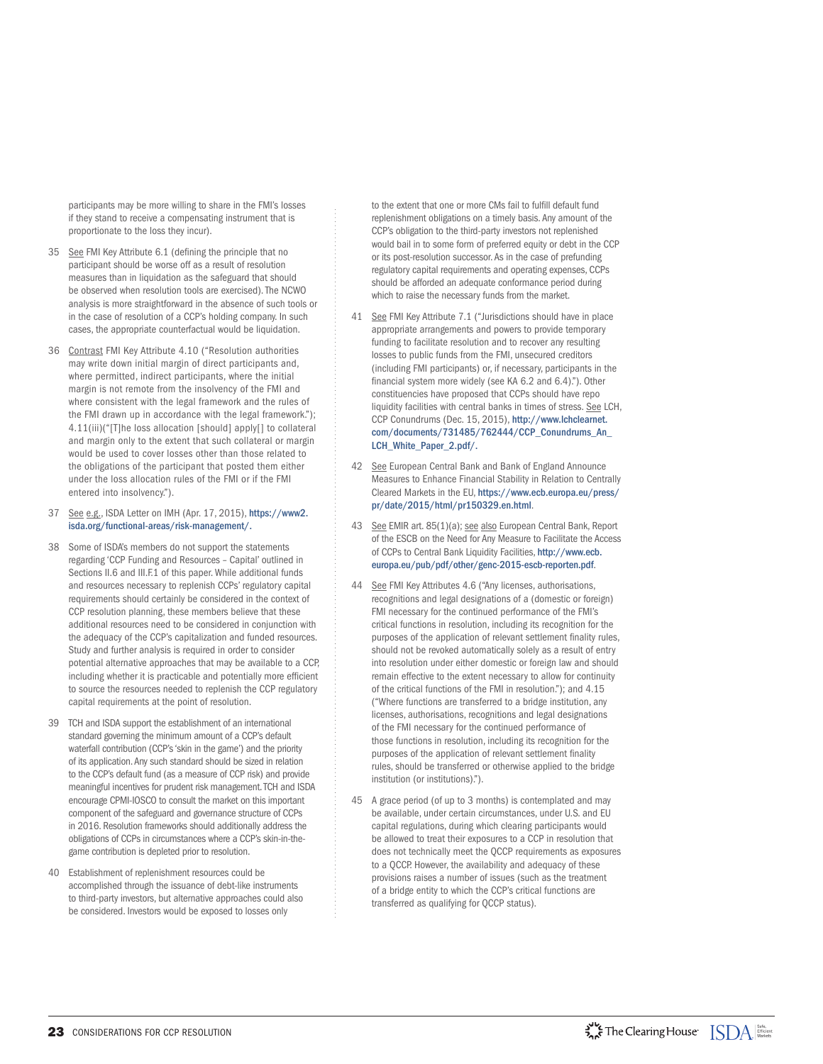participants may be more willing to share in the FMI's losses if they stand to receive a compensating instrument that is proportionate to the loss they incur).

35 See FMI Key Attribute 6.1 (defining the principle that no participant should be worse off as a result of resolution measures than in liquidation as the safeguard that should be observed when resolution tools are exercised). The NCWO analysis is more straightforward in the absence of such tools or in the case of resolution of a CCP's holding company. In such cases, the appropriate counterfactual would be liquidation.

36 Contrast FMI Key Attribute 4.10 ("Resolution authorities may write down initial margin of direct participants and, where permitted, indirect participants, where the initial margin is not remote from the insolvency of the FMI and where consistent with the legal framework and the rules of the FMI drawn up in accordance with the legal framework."); 4.11(iii)("[T]he loss allocation [should] apply[] to collateral and margin only to the extent that such collateral or margin would be used to cover losses other than those related to the obligations of the participant that posted them either under the loss allocation rules of the FMI or if the FMI entered into insolvency.").

37 See e.g., ISDA Letter on IMH (Apr. 17, 2015), https://www2.isda.org/functional-areas/risk-management/.

38 Some of ISDA's members do not support the statements regarding 'CCP Funding and Resources – Capital' outlined in Sections II.6 and III.F.1 of this paper. While additional funds and resources necessary to replenish CCPs' regulatory capital requirements should certainly be considered in the context of CCP resolution planning, these members believe that these additional resources need to be considered in conjunction with the adequacy of the CCP's capitalization and funded resources. Study and further analysis is required in order to consider potential alternative approaches that may be available to a CCP, including whether it is practicable and potentially more efficient to source the resources needed to replenish the CCP regulatory capital requirements at the point of resolution.

39 TCH and ISDA support the establishment of an international standard governing the minimum amount of a CCP's default waterfall contribution (CCP's 'skin in the game') and the priority of its application. Any such standard should be sized in relation to the CCP's default fund (as a measure of CCP risk) and provide meaningful incentives for prudent risk management. TCH and ISDA encourage CPMI-IOSCO to consult the market on this important component of the safeguard and governance structure of CCPs in 2016. Resolution frameworks should additionally address the obligations of CCPs in circumstances where a CCP's skin-in-the-game contribution is depleted prior to resolution.

40 Establishment of replenishment resources could be accomplished through the issuance of debt-like instruments to third-party investors, but alternative approaches could also be considered. Investors would be exposed to losses only to the extent that one or more CMs fail to fulfill default fund replenishment obligations on a timely basis. Any amount of the CCP's obligation to the third-party investors not replenished would bail in to some form of preferred equity or debt in the CCP or its post-resolution successor. As in the case of prefunding regulatory capital requirements and operating expenses, CCPs should be afforded an adequate conformance period during which to raise the necessary funds from the market.

41 See FMI Key Attribute 7.1 ("Jurisdictions should have in place appropriate arrangements and powers to provide temporary funding to facilitate resolution and to recover any resulting losses to public funds from the FMI, unsecured creditors (including FMI participants) or, if necessary, participants in the financial system more widely (see KA 6.2 and 6.4)."). Other constituencies have proposed that CCPs should have repo liquidity facilities with central banks in times of stress. See LCH, CCP Conundrums (Dec. 15, 2015), http://www.lchclearnet.com/documents/731485/762444/CCP_Conundrums_An_LCH_White_Paper_2.pdf/.

42 See European Central Bank and Bank of England Announce Measures to Enhance Financial Stability in Relation to Centrally Cleared Markets in the EU, https://www.ecb.europa.eu/press/pr/date/2015/html/pr150329.en.html.

43 See EMIR art. 85(1)(a); see also European Central Bank, Report of the ESCB on the Need for Any Measure to Facilitate the Access of CCPs to Central Bank Liquidity Facilities, http://www.ecb.europa.eu/pub/pdf/other/genc-2015-escb-reporten.pdf.

44 See FMI Key Attributes 4.6 ("Any licenses, authorisations, recognitions and legal designations of a (domestic or foreign) FMI necessary for the continued performance of the FMI's critical functions in resolution, including its recognition for the purposes of the application of relevant settlement finality rules, should not be revoked automatically solely as a result of entry into resolution under either domestic or foreign law and should remain effective to the extent necessary to allow for continuity of the critical functions of the FMI in resolution."); and 4.15 ("Where functions are transferred to a bridge institution, any licenses, authorisations, recognitions and legal designations of the FMI necessary for the continued performance of those functions in resolution, including its recognition for the purposes of the application of relevant settlement finality rules, should be transferred or otherwise applied to the bridge institution (or institutions).").

45 A grace period (of up to 3 months) is contemplated and may be available, under certain circumstances, under U.S. and EU capital regulations, during which clearing participants would be allowed to treat their exposures to a CCP in resolution that does not technically meet the QCCP requirements as exposures to a QCCP. However, the availability and adequacy of these provisions raises a number of issues (such as the treatment of a bridge entity to which the CCP's critical functions are transferred as qualifying for QCCP status).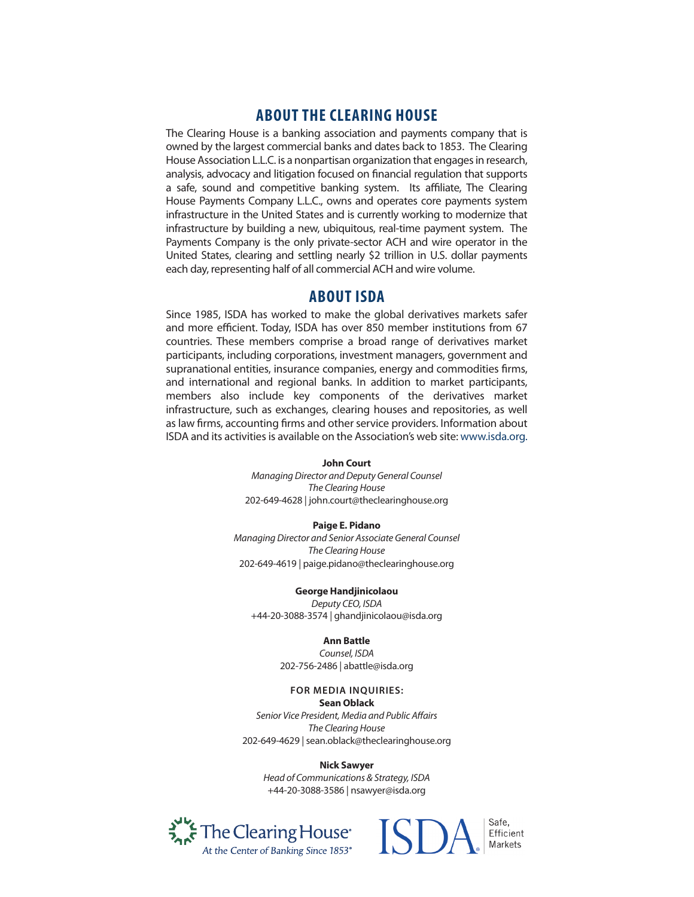## ABOUT THE CLEARING HOUSE

The Clearing House is a banking association and payments company that is owned by the largest commercial banks and dates back to 1853. The Clearing House Association L.L.C. is a nonpartisan organization that engages in research, analysis, advocacy and litigation focused on financial regulation that supports a safe, sound and competitive banking system. Its affiliate, The Clearing House Payments Company L.L.C., owns and operates core payments system infrastructure in the United States and is currently working to modernize that infrastructure by building a new, ubiquitous, real-time payment system. The Payments Company is the only private-sector ACH and wire operator in the United States, clearing and settling nearly $2 trillion in U.S. dollar payments each day, representing half of all commercial ACH and wire volume.

## ABOUT ISDA

Since 1985, ISDA has worked to make the global derivatives markets safer and more efficient. Today, ISDA has over 850 member institutions from 67 countries. These members comprise a broad range of derivatives market participants, including corporations, investment managers, government and supranational entities, insurance companies, energy and commodities firms, and international and regional banks. In addition to market participants, members also include key components of the derivatives market infrastructure, such as exchanges, clearing houses and repositories, as well as law firms, accounting firms and other service providers. Information about ISDA and its activities is available on the Association's web site: www.isda.org.

**John Court**
*Managing Director and Deputy General Counsel*
*The Clearing House*
202-649-4628 | john.court@theclearinghouse.org

**Paige E. Pidano**
*Managing Director and Senior Associate General Counsel*
*The Clearing House*
202-649-4619 | paige.pidano@theclearinghouse.org

**George Handjinicolaou**
*Deputy CEO, ISDA*
+44-20-3088-3574 | ghandjinicolaou@isda.org

**Ann Battle**
*Counsel, ISDA*
202-756-2486 | abattle@isda.org

**FOR MEDIA INQUIRIES:**

**Sean Oblack**
*Senior Vice President, Media and Public Affairs*
*The Clearing House*
202-649-4629 | sean.oblack@theclearinghouse.org

**Nick Sawyer**
*Head of Communications & Strategy, ISDA*
+44-20-3088-3586 | nsawyer@isda.org

The Clearing House®
At the Center of Banking Since 1853®

ISDA®
Safe, Efficient Markets